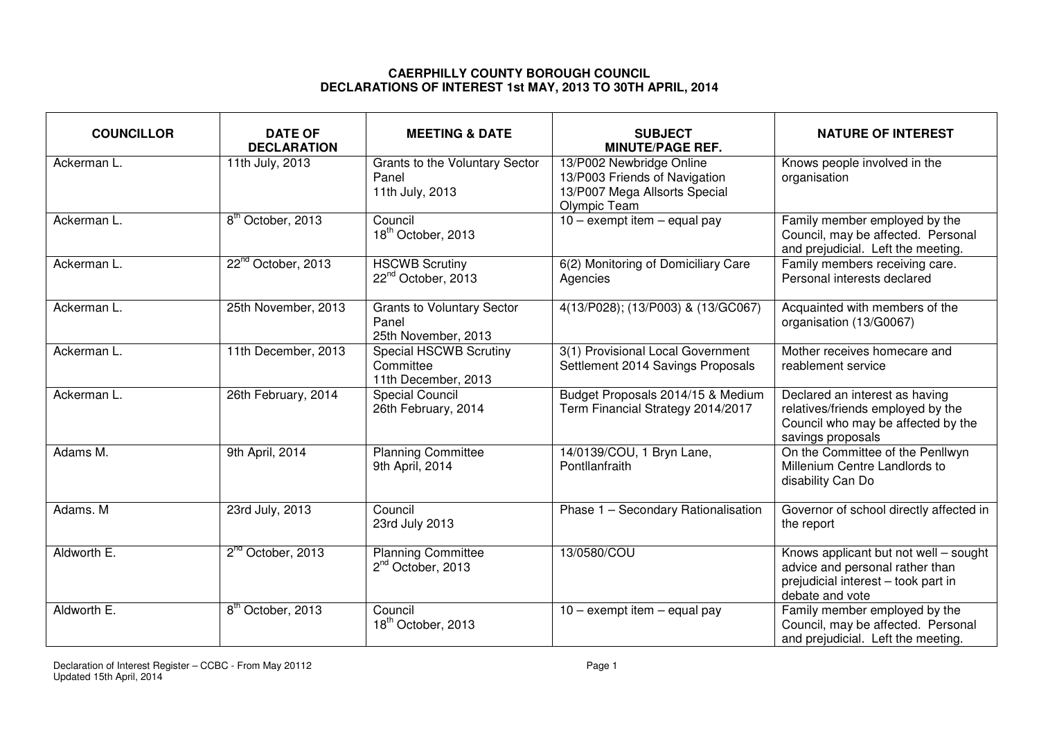# CAERPHILLY COUNTY BOROUGH COUNCIL
## DECLARATIONS OF INTEREST 1st MAY, 2013 TO 30TH APRIL, 2014

| COUNCILLOR | DATE OF DECLARATION | MEETING & DATE | SUBJECT MINUTE/PAGE REF. | NATURE OF INTEREST |
|---|---|---|---|---|
| Ackerman L. | 11th July, 2013 | Grants to the Voluntary Sector Panel 11th July, 2013 | 13/P002 Newbridge Online 13/P003 Friends of Navigation 13/P007 Mega Allsorts Special Olympic Team | Knows people involved in the organisation |
| Ackerman L. | 8th October, 2013 | Council 18th October, 2013 | 10 – exempt item – equal pay | Family member employed by the Council, may be affected. Personal and prejudicial. Left the meeting. |
| Ackerman L. | 22nd October, 2013 | HSCWB Scrutiny 22nd October, 2013 | 6(2) Monitoring of Domiciliary Care Agencies | Family members receiving care. Personal interests declared |
| Ackerman L. | 25th November, 2013 | Grants to Voluntary Sector Panel 25th November, 2013 | 4(13/P028); (13/P003) & (13/GC067) | Acquainted with members of the organisation (13/G0067) |
| Ackerman L. | 11th December, 2013 | Special HSCWB Scrutiny Committee 11th December, 2013 | 3(1) Provisional Local Government Settlement 2014 Savings Proposals | Mother receives homecare and reablement service |
| Ackerman L. | 26th February, 2014 | Special Council 26th February, 2014 | Budget Proposals 2014/15 & Medium Term Financial Strategy 2014/2017 | Declared an interest as having relatives/friends employed by the Council who may be affected by the savings proposals |
| Adams M. | 9th April, 2014 | Planning Committee 9th April, 2014 | 14/0139/COU, 1 Bryn Lane, Pontllanfraith | On the Committee of the Penllwyn Millenium Centre Landlords to disability Can Do |
| Adams. M | 23rd July, 2013 | Council 23rd July 2013 | Phase 1 – Secondary Rationalisation | Governor of school directly affected in the report |
| Aldworth E. | 2nd October, 2013 | Planning Committee 2nd October, 2013 | 13/0580/COU | Knows applicant but not well – sought advice and personal rather than prejudicial interest – took part in debate and vote |
| Aldworth E. | 8th October, 2013 | Council 18th October, 2013 | 10 – exempt item – equal pay | Family member employed by the Council, may be affected. Personal and prejudicial. Left the meeting. |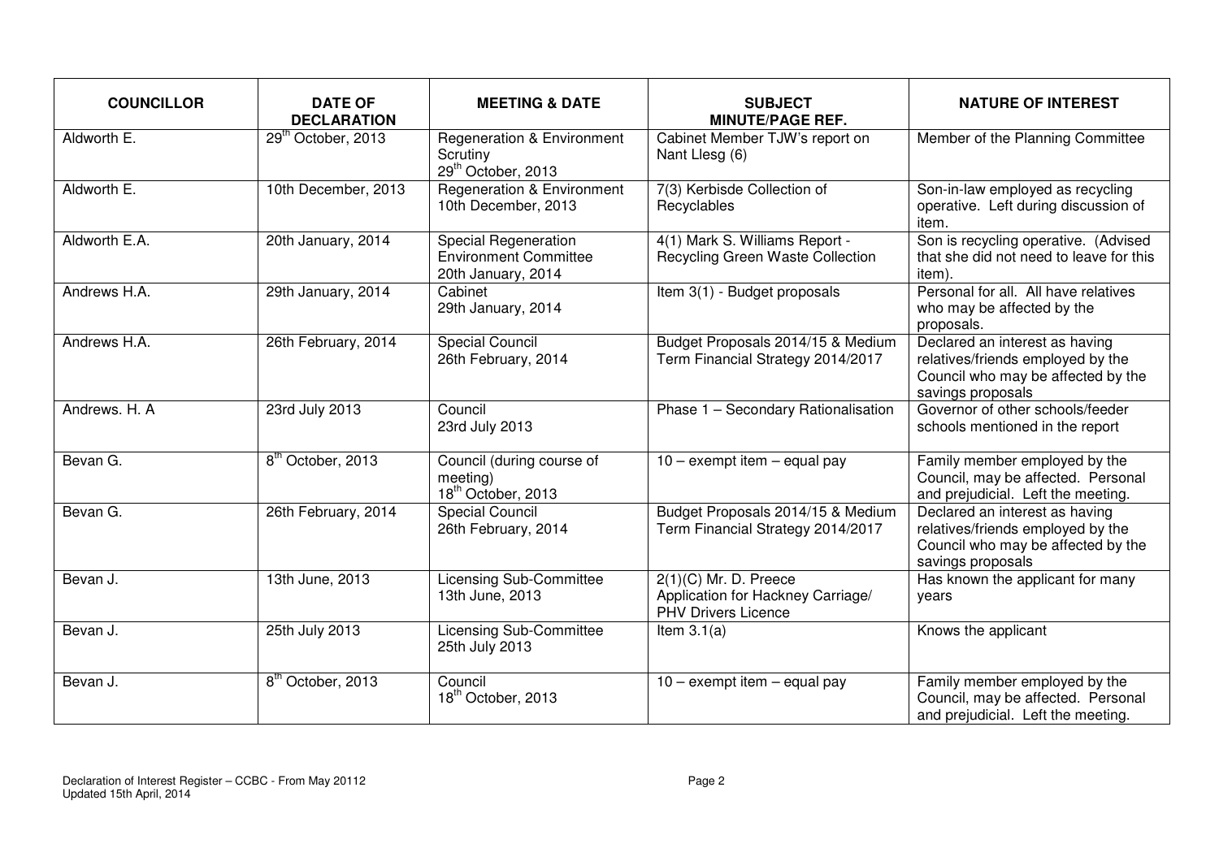| COUNCILLOR | DATE OF DECLARATION | MEETING & DATE | SUBJECT MINUTE/PAGE REF. | NATURE OF INTEREST |
|---|---|---|---|---|
| Aldworth E. | 29th October, 2013 | Regeneration & Environment Scrutiny 29th October, 2013 | Cabinet Member TJW's report on Nant Llesg (6) | Member of the Planning Committee |
| Aldworth E. | 10th December, 2013 | Regeneration & Environment 10th December, 2013 | 7(3) Kerbisde Collection of Recyclables | Son-in-law employed as recycling operative. Left during discussion of item. |
| Aldworth E.A. | 20th January, 2014 | Special Regeneration Environment Committee 20th January, 2014 | 4(1) Mark S. Williams Report - Recycling Green Waste Collection | Son is recycling operative. (Advised that she did not need to leave for this item). |
| Andrews H.A. | 29th January, 2014 | Cabinet 29th January, 2014 | Item 3(1) - Budget proposals | Personal for all. All have relatives who may be affected by the proposals. |
| Andrews H.A. | 26th February, 2014 | Special Council 26th February, 2014 | Budget Proposals 2014/15 & Medium Term Financial Strategy 2014/2017 | Declared an interest as having relatives/friends employed by the Council who may be affected by the savings proposals |
| Andrews. H. A | 23rd July 2013 | Council 23rd July 2013 | Phase 1 – Secondary Rationalisation | Governor of other schools/feeder schools mentioned in the report |
| Bevan G. | 8th October, 2013 | Council (during course of meeting) 18th October, 2013 | 10 – exempt item – equal pay | Family member employed by the Council, may be affected. Personal and prejudicial. Left the meeting. |
| Bevan G. | 26th February, 2014 | Special Council 26th February, 2014 | Budget Proposals 2014/15 & Medium Term Financial Strategy 2014/2017 | Declared an interest as having relatives/friends employed by the Council who may be affected by the savings proposals |
| Bevan J. | 13th June, 2013 | Licensing Sub-Committee 13th June, 2013 | 2(1)(C) Mr. D. Preece Application for Hackney Carriage/ PHV Drivers Licence | Has known the applicant for many years |
| Bevan J. | 25th July 2013 | Licensing Sub-Committee 25th July 2013 | Item 3.1(a) | Knows the applicant |
| Bevan J. | 8th October, 2013 | Council 18th October, 2013 | 10 – exempt item – equal pay | Family member employed by the Council, may be affected. Personal and prejudicial. Left the meeting. |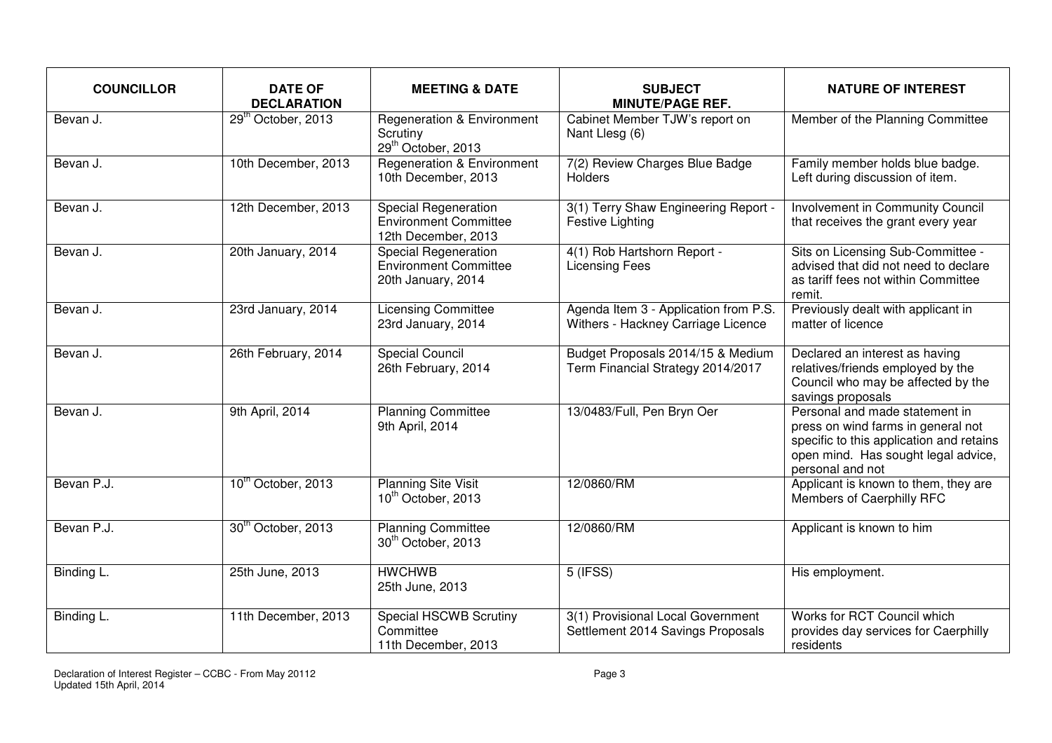| COUNCILLOR | DATE OF DECLARATION | MEETING & DATE | SUBJECT MINUTE/PAGE REF. | NATURE OF INTEREST |
|---|---|---|---|---|
| Bevan J. | 29th October, 2013 | Regeneration & Environment Scrutiny 29th October, 2013 | Cabinet Member TJW's report on Nant Llesg (6) | Member of the Planning Committee |
| Bevan J. | 10th December, 2013 | Regeneration & Environment 10th December, 2013 | 7(2) Review Charges Blue Badge Holders | Family member holds blue badge. Left during discussion of item. |
| Bevan J. | 12th December, 2013 | Special Regeneration Environment Committee 12th December, 2013 | 3(1) Terry Shaw Engineering Report - Festive Lighting | Involvement in Community Council that receives the grant every year |
| Bevan J. | 20th January, 2014 | Special Regeneration Environment Committee 20th January, 2014 | 4(1) Rob Hartshorn Report - Licensing Fees | Sits on Licensing Sub-Committee - advised that did not need to declare as tariff fees not within Committee remit. |
| Bevan J. | 23rd January, 2014 | Licensing Committee 23rd January, 2014 | Agenda Item 3 - Application from P.S. Withers - Hackney Carriage Licence | Previously dealt with applicant in matter of licence |
| Bevan J. | 26th February, 2014 | Special Council 26th February, 2014 | Budget Proposals 2014/15 & Medium Term Financial Strategy 2014/2017 | Declared an interest as having relatives/friends employed by the Council who may be affected by the savings proposals |
| Bevan J. | 9th April, 2014 | Planning Committee 9th April, 2014 | 13/0483/Full, Pen Bryn Oer | Personal and made statement in press on wind farms in general not specific to this application and retains open mind. Has sought legal advice, personal and not |
| Bevan P.J. | 10th October, 2013 | Planning Site Visit 10th October, 2013 | 12/0860/RM | Applicant is known to them, they are Members of Caerphilly RFC |
| Bevan P.J. | 30th October, 2013 | Planning Committee 30th October, 2013 | 12/0860/RM | Applicant is known to him |
| Binding L. | 25th June, 2013 | HWCHWB 25th June, 2013 | 5 (IFSS) | His employment. |
| Binding L. | 11th December, 2013 | Special HSCWB Scrutiny Committee 11th December, 2013 | 3(1) Provisional Local Government Settlement 2014 Savings Proposals | Works for RCT Council which provides day services for Caerphilly residents |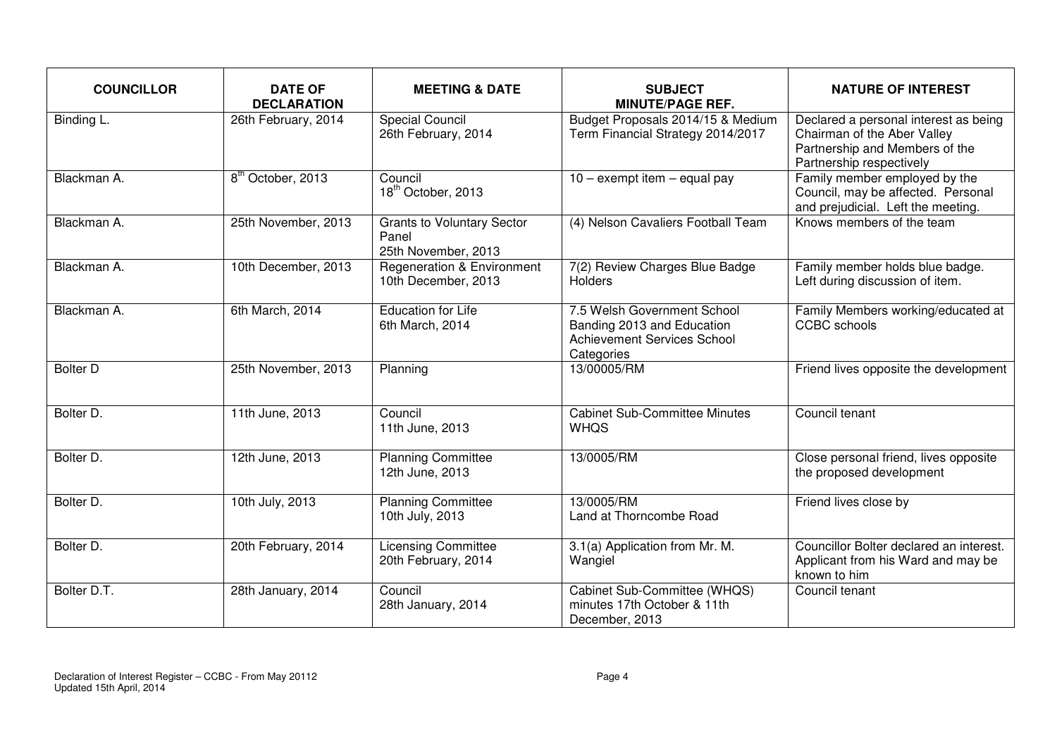| COUNCILLOR | DATE OF DECLARATION | MEETING & DATE | SUBJECT MINUTE/PAGE REF. | NATURE OF INTEREST |
|---|---|---|---|---|
| Binding L. | 26th February, 2014 | Special Council 26th February, 2014 | Budget Proposals 2014/15 & Medium Term Financial Strategy 2014/2017 | Declared a personal interest as being Chairman of the Aber Valley Partnership and Members of the Partnership respectively |
| Blackman A. | 8th October, 2013 | Council 18th October, 2013 | 10 – exempt item – equal pay | Family member employed by the Council, may be affected. Personal and prejudicial. Left the meeting. |
| Blackman A. | 25th November, 2013 | Grants to Voluntary Sector Panel 25th November, 2013 | (4) Nelson Cavaliers Football Team | Knows members of the team |
| Blackman A. | 10th December, 2013 | Regeneration & Environment 10th December, 2013 | 7(2) Review Charges Blue Badge Holders | Family member holds blue badge. Left during discussion of item. |
| Blackman A. | 6th March, 2014 | Education for Life 6th March, 2014 | 7.5 Welsh Government School Banding 2013 and Education Achievement Services School Categories | Family Members working/educated at CCBC schools |
| Bolter D | 25th November, 2013 | Planning | 13/00005/RM | Friend lives opposite the development |
| Bolter D. | 11th June, 2013 | Council 11th June, 2013 | Cabinet Sub-Committee Minutes WHQS | Council tenant |
| Bolter D. | 12th June, 2013 | Planning Committee 12th June, 2013 | 13/0005/RM | Close personal friend, lives opposite the proposed development |
| Bolter D. | 10th July, 2013 | Planning Committee 10th July, 2013 | 13/0005/RM Land at Thorncombe Road | Friend lives close by |
| Bolter D. | 20th February, 2014 | Licensing Committee 20th February, 2014 | 3.1(a) Application from Mr. M. Wangiel | Councillor Bolter declared an interest. Applicant from his Ward and may be known to him |
| Bolter D.T. | 28th January, 2014 | Council 28th January, 2014 | Cabinet Sub-Committee (WHQS) minutes 17th October & 11th December, 2013 | Council tenant |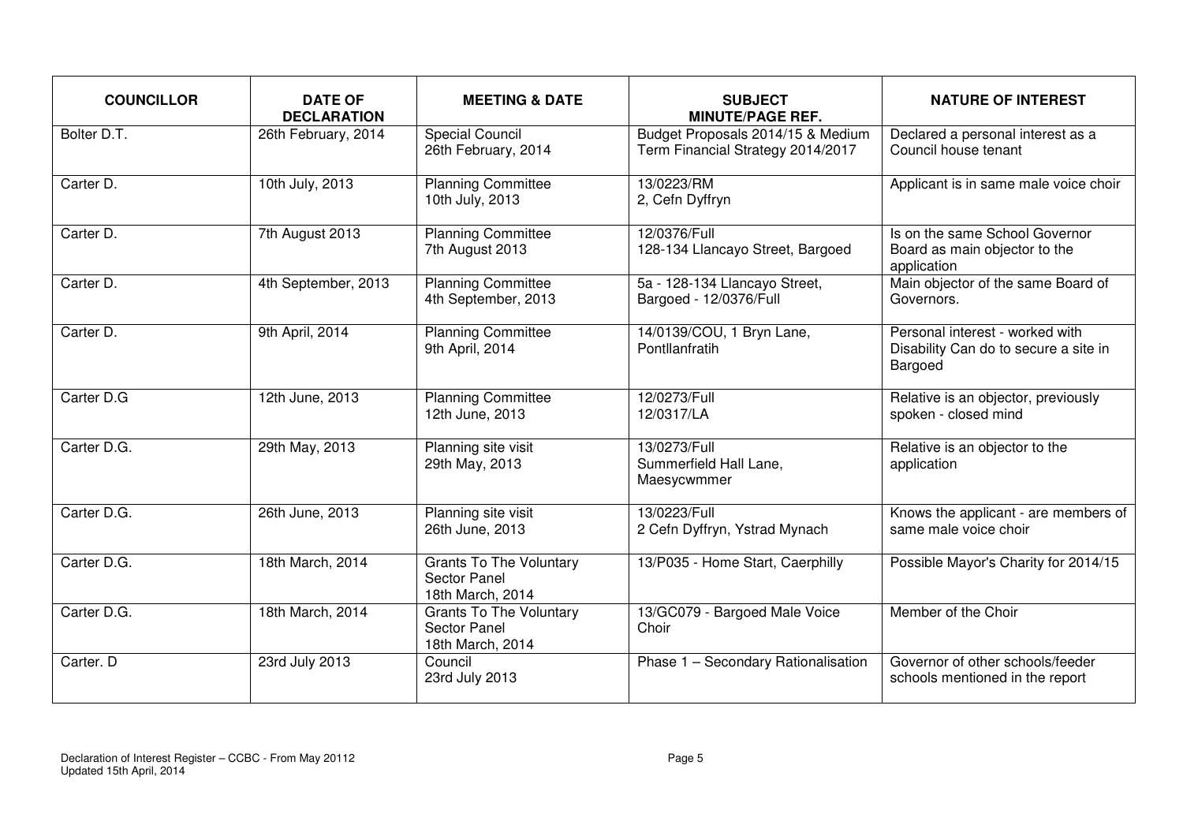| COUNCILLOR | DATE OF DECLARATION | MEETING & DATE | SUBJECT MINUTE/PAGE REF. | NATURE OF INTEREST |
|---|---|---|---|---|
| Bolter D.T. | 26th February, 2014 | Special Council 26th February, 2014 | Budget Proposals 2014/15 & Medium Term Financial Strategy 2014/2017 | Declared a personal interest as a Council house tenant |
| Carter D. | 10th July, 2013 | Planning Committee 10th July, 2013 | 13/0223/RM 2, Cefn Dyffryn | Applicant is in same male voice choir |
| Carter D. | 7th August 2013 | Planning Committee 7th August 2013 | 12/0376/Full 128-134 Llancayo Street, Bargoed | Is on the same School Governor Board as main objector to the application |
| Carter D. | 4th September, 2013 | Planning Committee 4th September, 2013 | 5a - 128-134 Llancayo Street, Bargoed - 12/0376/Full | Main objector of the same Board of Governors. |
| Carter D. | 9th April, 2014 | Planning Committee 9th April, 2014 | 14/0139/COU, 1 Bryn Lane, Pontllanfratih | Personal interest - worked with Disability Can do to secure a site in Bargoed |
| Carter D.G | 12th June, 2013 | Planning Committee 12th June, 2013 | 12/0273/Full 12/0317/LA | Relative is an objector, previously spoken - closed mind |
| Carter D.G. | 29th May, 2013 | Planning site visit 29th May, 2013 | 13/0273/Full Summerfield Hall Lane, Maesycwmmer | Relative is an objector to the application |
| Carter D.G. | 26th June, 2013 | Planning site visit 26th June, 2013 | 13/0223/Full 2 Cefn Dyffryn, Ystrad Mynach | Knows the applicant - are members of same male voice choir |
| Carter D.G. | 18th March, 2014 | Grants To The Voluntary Sector Panel 18th March, 2014 | 13/P035 - Home Start, Caerphilly | Possible Mayor's Charity for 2014/15 |
| Carter D.G. | 18th March, 2014 | Grants To The Voluntary Sector Panel 18th March, 2014 | 13/GC079 - Bargoed Male Voice Choir | Member of the Choir |
| Carter. D | 23rd July 2013 | Council 23rd July 2013 | Phase 1 – Secondary Rationalisation | Governor of other schools/feeder schools mentioned in the report |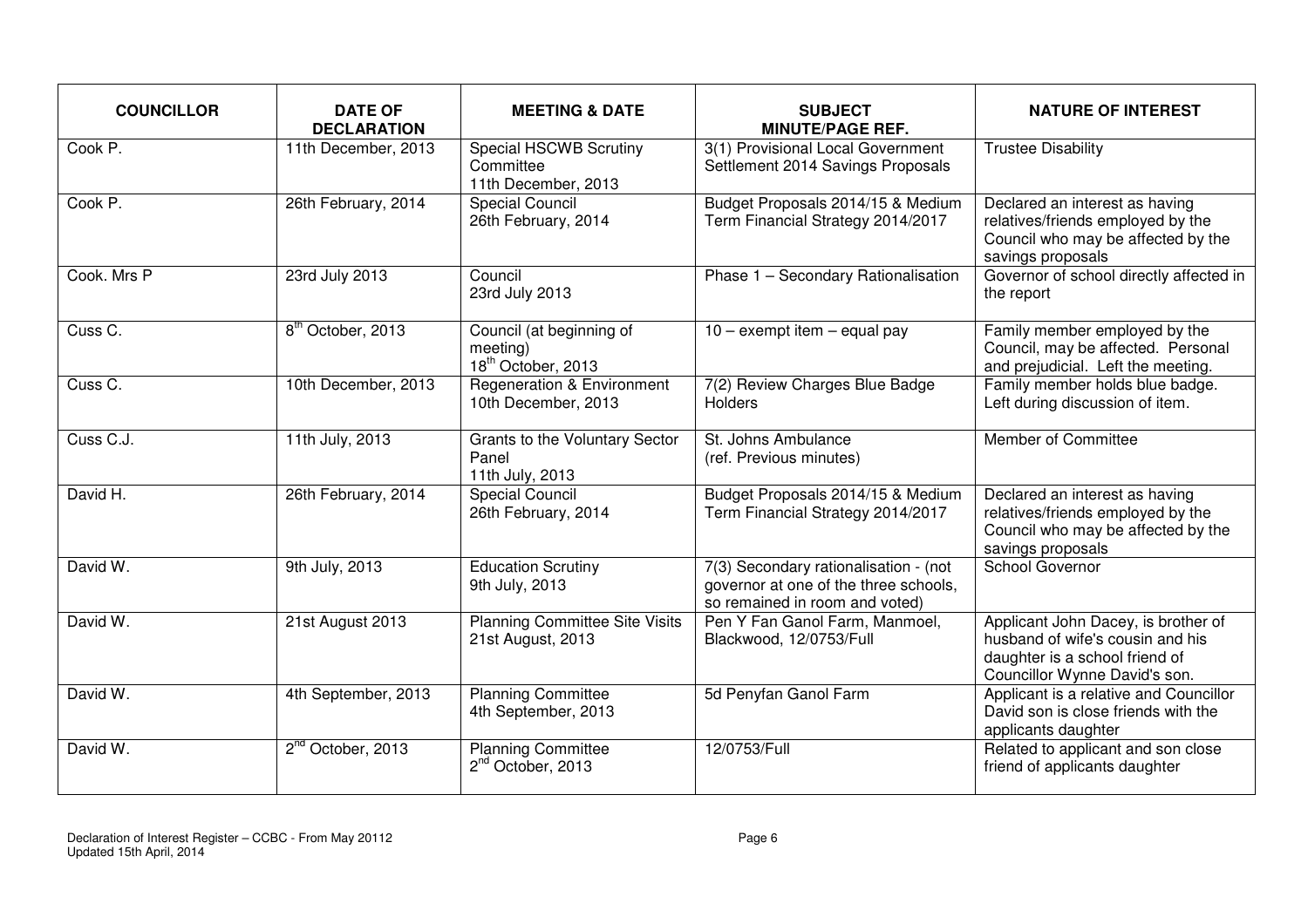| COUNCILLOR | DATE OF DECLARATION | MEETING & DATE | SUBJECT MINUTE/PAGE REF. | NATURE OF INTEREST |
|---|---|---|---|---|
| Cook P. | 11th December, 2013 | Special HSCWB Scrutiny Committee 11th December, 2013 | 3(1) Provisional Local Government Settlement 2014 Savings Proposals | Trustee Disability |
| Cook P. | 26th February, 2014 | Special Council 26th February, 2014 | Budget Proposals 2014/15 & Medium Term Financial Strategy 2014/2017 | Declared an interest as having relatives/friends employed by the Council who may be affected by the savings proposals |
| Cook. Mrs P | 23rd July 2013 | Council 23rd July 2013 | Phase 1 – Secondary Rationalisation | Governor of school directly affected in the report |
| Cuss C. | 8th October, 2013 | Council (at beginning of meeting) 18th October, 2013 | 10 – exempt item – equal pay | Family member employed by the Council, may be affected. Personal and prejudicial. Left the meeting. |
| Cuss C. | 10th December, 2013 | Regeneration & Environment 10th December, 2013 | 7(2) Review Charges Blue Badge Holders | Family member holds blue badge. Left during discussion of item. |
| Cuss C.J. | 11th July, 2013 | Grants to the Voluntary Sector Panel 11th July, 2013 | St. Johns Ambulance (ref. Previous minutes) | Member of Committee |
| David H. | 26th February, 2014 | Special Council 26th February, 2014 | Budget Proposals 2014/15 & Medium Term Financial Strategy 2014/2017 | Declared an interest as having relatives/friends employed by the Council who may be affected by the savings proposals |
| David W. | 9th July, 2013 | Education Scrutiny 9th July, 2013 | 7(3) Secondary rationalisation - (not governor at one of the three schools, so remained in room and voted) | School Governor |
| David W. | 21st August 2013 | Planning Committee Site Visits 21st August, 2013 | Pen Y Fan Ganol Farm, Manmoel, Blackwood, 12/0753/Full | Applicant John Dacey, is brother of husband of wife's cousin and his daughter is a school friend of Councillor Wynne David's son. |
| David W. | 4th September, 2013 | Planning Committee 4th September, 2013 | 5d Penyfan Ganol Farm | Applicant is a relative and Councillor David son is close friends with the applicants daughter |
| David W. | 2nd October, 2013 | Planning Committee 2nd October, 2013 | 12/0753/Full | Related to applicant and son close friend of applicants daughter |

Declaration of Interest Register – CCBC - From May 20112
Updated 15th April, 2014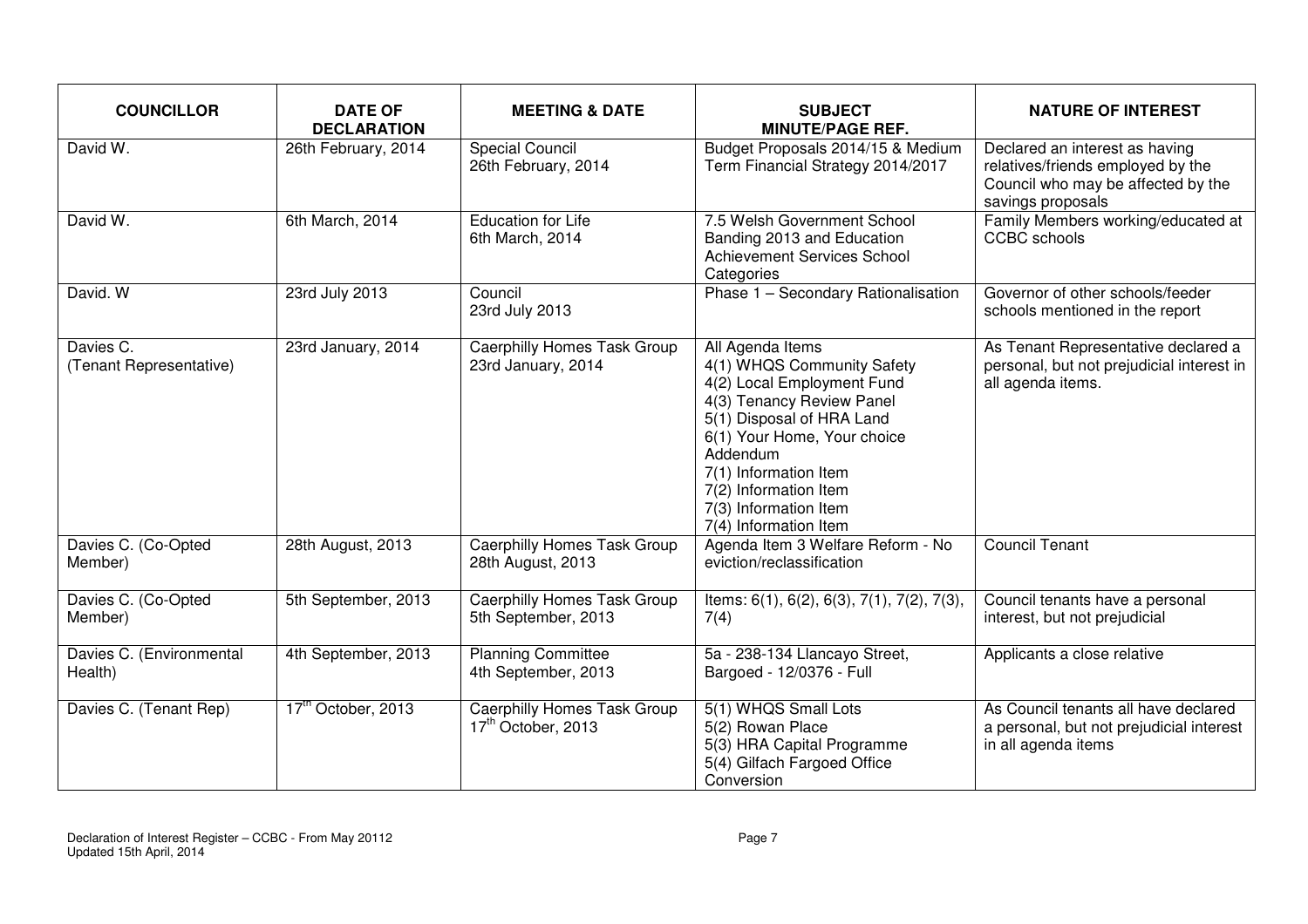| COUNCILLOR | DATE OF DECLARATION | MEETING & DATE | SUBJECT MINUTE/PAGE REF. | NATURE OF INTEREST |
|---|---|---|---|---|
| David W. | 26th February, 2014 | Special Council 26th February, 2014 | Budget Proposals 2014/15 & Medium Term Financial Strategy 2014/2017 | Declared an interest as having relatives/friends employed by the Council who may be affected by the savings proposals |
| David W. | 6th March, 2014 | Education for Life 6th March, 2014 | 7.5 Welsh Government School Banding 2013 and Education Achievement Services School Categories | Family Members working/educated at CCBC schools |
| David. W | 23rd July 2013 | Council 23rd July 2013 | Phase 1 – Secondary Rationalisation | Governor of other schools/feeder schools mentioned in the report |
| Davies C. (Tenant Representative) | 23rd January, 2014 | Caerphilly Homes Task Group 23rd January, 2014 | All Agenda Items 4(1) WHQS Community Safety 4(2) Local Employment Fund 4(3) Tenancy Review Panel 5(1) Disposal of HRA Land 6(1) Your Home, Your choice Addendum 7(1) Information Item 7(2) Information Item 7(3) Information Item 7(4) Information Item | As Tenant Representative declared a personal, but not prejudicial interest in all agenda items. |
| Davies C. (Co-Opted Member) | 28th August, 2013 | Caerphilly Homes Task Group 28th August, 2013 | Agenda Item 3 Welfare Reform - No eviction/reclassification | Council Tenant |
| Davies C. (Co-Opted Member) | 5th September, 2013 | Caerphilly Homes Task Group 5th September, 2013 | Items: 6(1), 6(2), 6(3), 7(1), 7(2), 7(3), 7(4) | Council tenants have a personal interest, but not prejudicial |
| Davies C. (Environmental Health) | 4th September, 2013 | Planning Committee 4th September, 2013 | 5a - 238-134 Llancayo Street, Bargoed - 12/0376 - Full | Applicants a close relative |
| Davies C. (Tenant Rep) | 17th October, 2013 | Caerphilly Homes Task Group 17th October, 2013 | 5(1) WHQS Small Lots 5(2) Rowan Place 5(3) HRA Capital Programme 5(4) Gilfach Fargoed Office Conversion | As Council tenants all have declared a personal, but not prejudicial interest in all agenda items |

Declaration of Interest Register – CCBC - From May 20112
Updated 15th April, 2014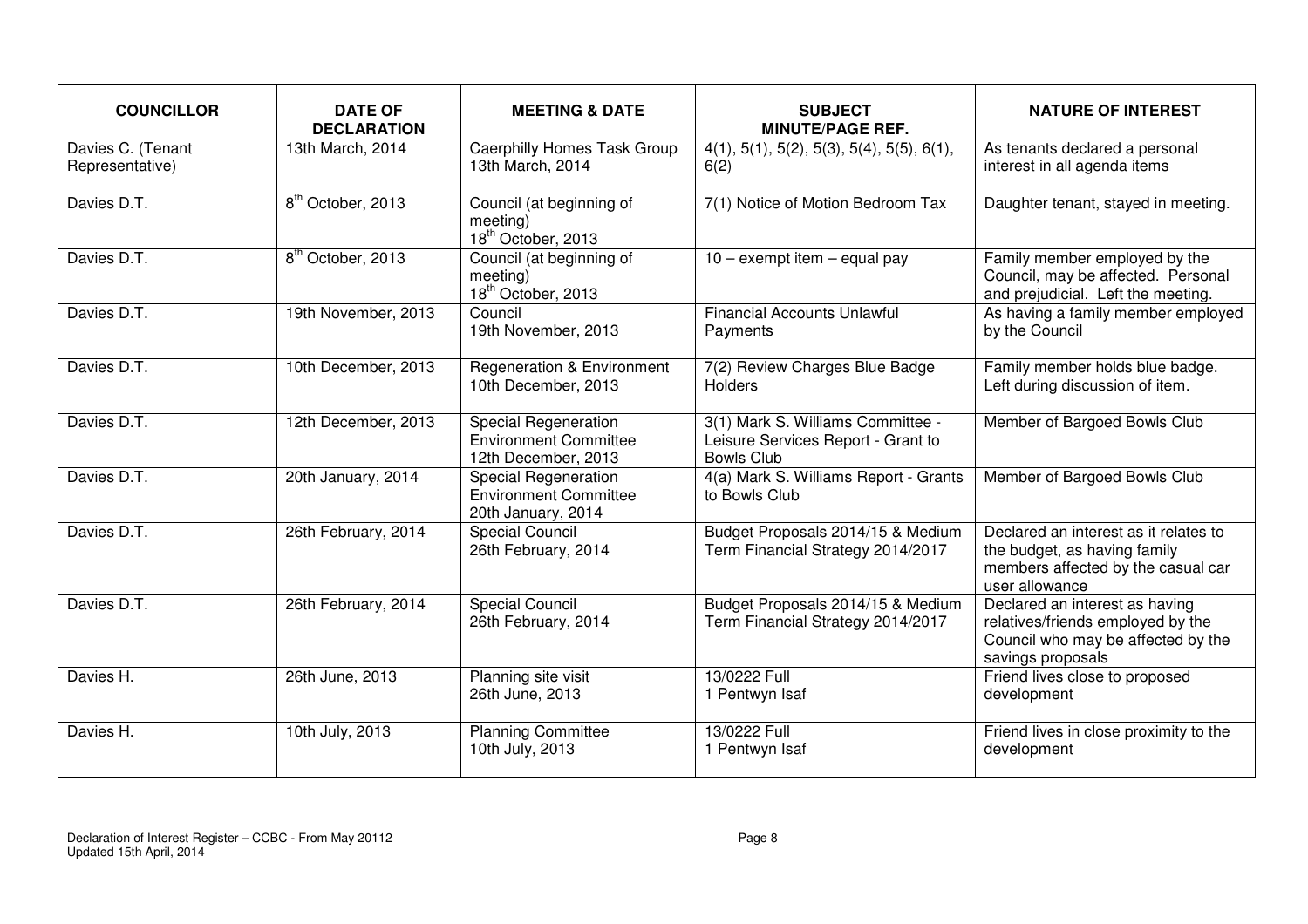| COUNCILLOR | DATE OF DECLARATION | MEETING & DATE | SUBJECT MINUTE/PAGE REF. | NATURE OF INTEREST |
|---|---|---|---|---|
| Davies C. (Tenant Representative) | 13th March, 2014 | Caerphilly Homes Task Group 13th March, 2014 | 4(1), 5(1), 5(2), 5(3), 5(4), 5(5), 6(1), 6(2) | As tenants declared a personal interest in all agenda items |
| Davies D.T. | 8th October, 2013 | Council (at beginning of meeting) 18th October, 2013 | 7(1) Notice of Motion Bedroom Tax | Daughter tenant, stayed in meeting. |
| Davies D.T. | 8th October, 2013 | Council (at beginning of meeting) 18th October, 2013 | 10 – exempt item – equal pay | Family member employed by the Council, may be affected. Personal and prejudicial. Left the meeting. |
| Davies D.T. | 19th November, 2013 | Council 19th November, 2013 | Financial Accounts Unlawful Payments | As having a family member employed by the Council |
| Davies D.T. | 10th December, 2013 | Regeneration & Environment 10th December, 2013 | 7(2) Review Charges Blue Badge Holders | Family member holds blue badge. Left during discussion of item. |
| Davies D.T. | 12th December, 2013 | Special Regeneration Environment Committee 12th December, 2013 | 3(1) Mark S. Williams Committee - Leisure Services Report - Grant to Bowls Club | Member of Bargoed Bowls Club |
| Davies D.T. | 20th January, 2014 | Special Regeneration Environment Committee 20th January, 2014 | 4(a) Mark S. Williams Report - Grants to Bowls Club | Member of Bargoed Bowls Club |
| Davies D.T. | 26th February, 2014 | Special Council 26th February, 2014 | Budget Proposals 2014/15 & Medium Term Financial Strategy 2014/2017 | Declared an interest as it relates to the budget, as having family members affected by the casual car user allowance |
| Davies D.T. | 26th February, 2014 | Special Council 26th February, 2014 | Budget Proposals 2014/15 & Medium Term Financial Strategy 2014/2017 | Declared an interest as having relatives/friends employed by the Council who may be affected by the savings proposals |
| Davies H. | 26th June, 2013 | Planning site visit 26th June, 2013 | 13/0222 Full 1 Pentwyn Isaf | Friend lives close to proposed development |
| Davies H. | 10th July, 2013 | Planning Committee 10th July, 2013 | 13/0222 Full 1 Pentwyn Isaf | Friend lives in close proximity to the development |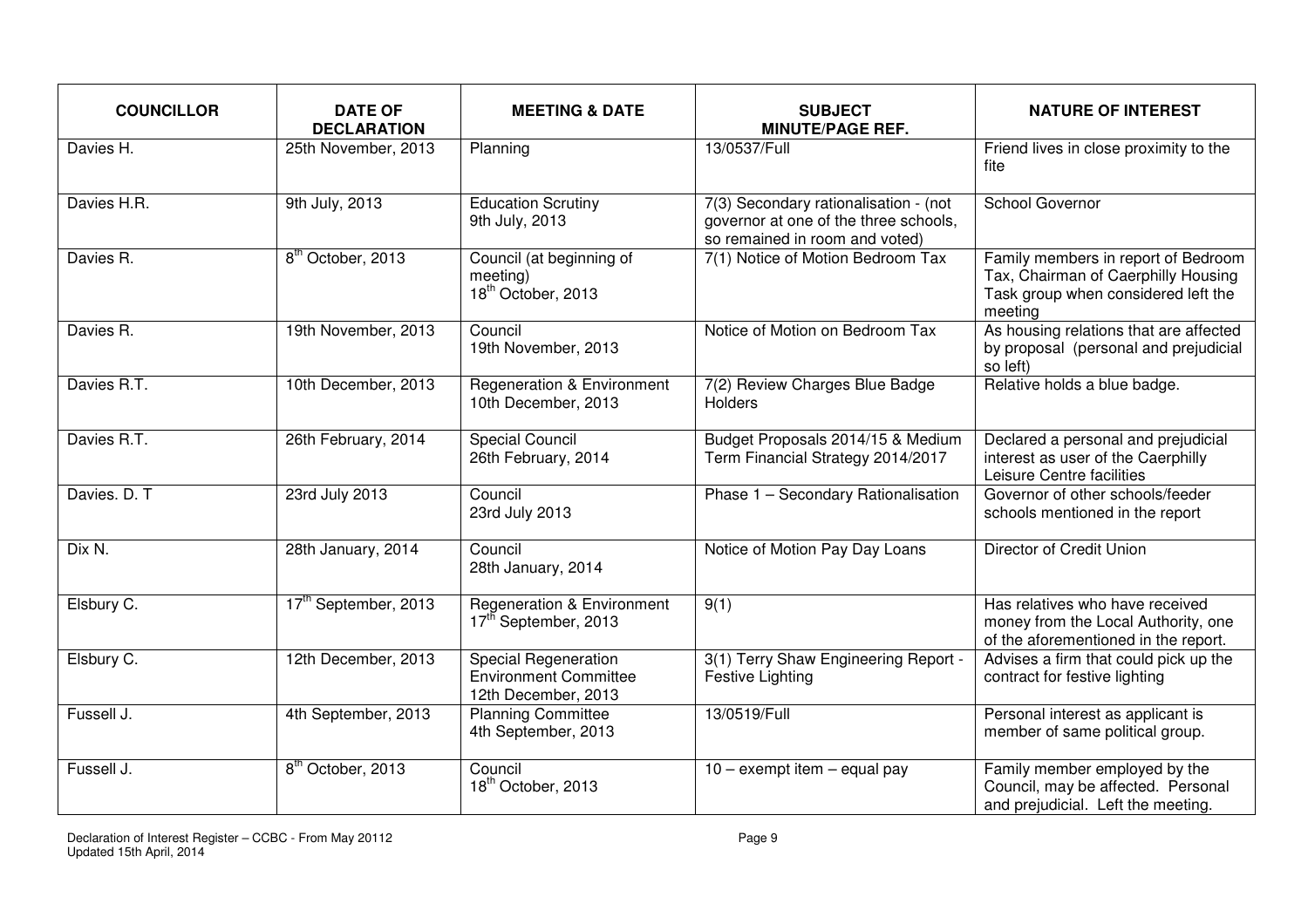| COUNCILLOR | DATE OF DECLARATION | MEETING & DATE | SUBJECT MINUTE/PAGE REF. | NATURE OF INTEREST |
|---|---|---|---|---|
| Davies H. | 25th November, 2013 | Planning | 13/0537/Full | Friend lives in close proximity to the fite |
| Davies H.R. | 9th July, 2013 | Education Scrutiny 9th July, 2013 | 7(3) Secondary rationalisation - (not governor at one of the three schools, so remained in room and voted) | School Governor |
| Davies R. | 8th October, 2013 | Council (at beginning of meeting) 18th October, 2013 | 7(1) Notice of Motion Bedroom Tax | Family members in report of Bedroom Tax, Chairman of Caerphilly Housing Task group when considered left the meeting |
| Davies R. | 19th November, 2013 | Council 19th November, 2013 | Notice of Motion on Bedroom Tax | As housing relations that are affected by proposal (personal and prejudicial so left) |
| Davies R.T. | 10th December, 2013 | Regeneration & Environment 10th December, 2013 | 7(2) Review Charges Blue Badge Holders | Relative holds a blue badge. |
| Davies R.T. | 26th February, 2014 | Special Council 26th February, 2014 | Budget Proposals 2014/15 & Medium Term Financial Strategy 2014/2017 | Declared a personal and prejudicial interest as user of the Caerphilly Leisure Centre facilities |
| Davies. D. T | 23rd July 2013 | Council 23rd July 2013 | Phase 1 – Secondary Rationalisation | Governor of other schools/feeder schools mentioned in the report |
| Dix N. | 28th January, 2014 | Council 28th January, 2014 | Notice of Motion Pay Day Loans | Director of Credit Union |
| Elsbury C. | 17th September, 2013 | Regeneration & Environment 17th September, 2013 | 9(1) | Has relatives who have received money from the Local Authority, one of the aforementioned in the report. |
| Elsbury C. | 12th December, 2013 | Special Regeneration Environment Committee 12th December, 2013 | 3(1) Terry Shaw Engineering Report - Festive Lighting | Advises a firm that could pick up the contract for festive lighting |
| Fussell J. | 4th September, 2013 | Planning Committee 4th September, 2013 | 13/0519/Full | Personal interest as applicant is member of same political group. |
| Fussell J. | 8th October, 2013 | Council 18th October, 2013 | 10 – exempt item – equal pay | Family member employed by the Council, may be affected. Personal and prejudicial. Left the meeting. |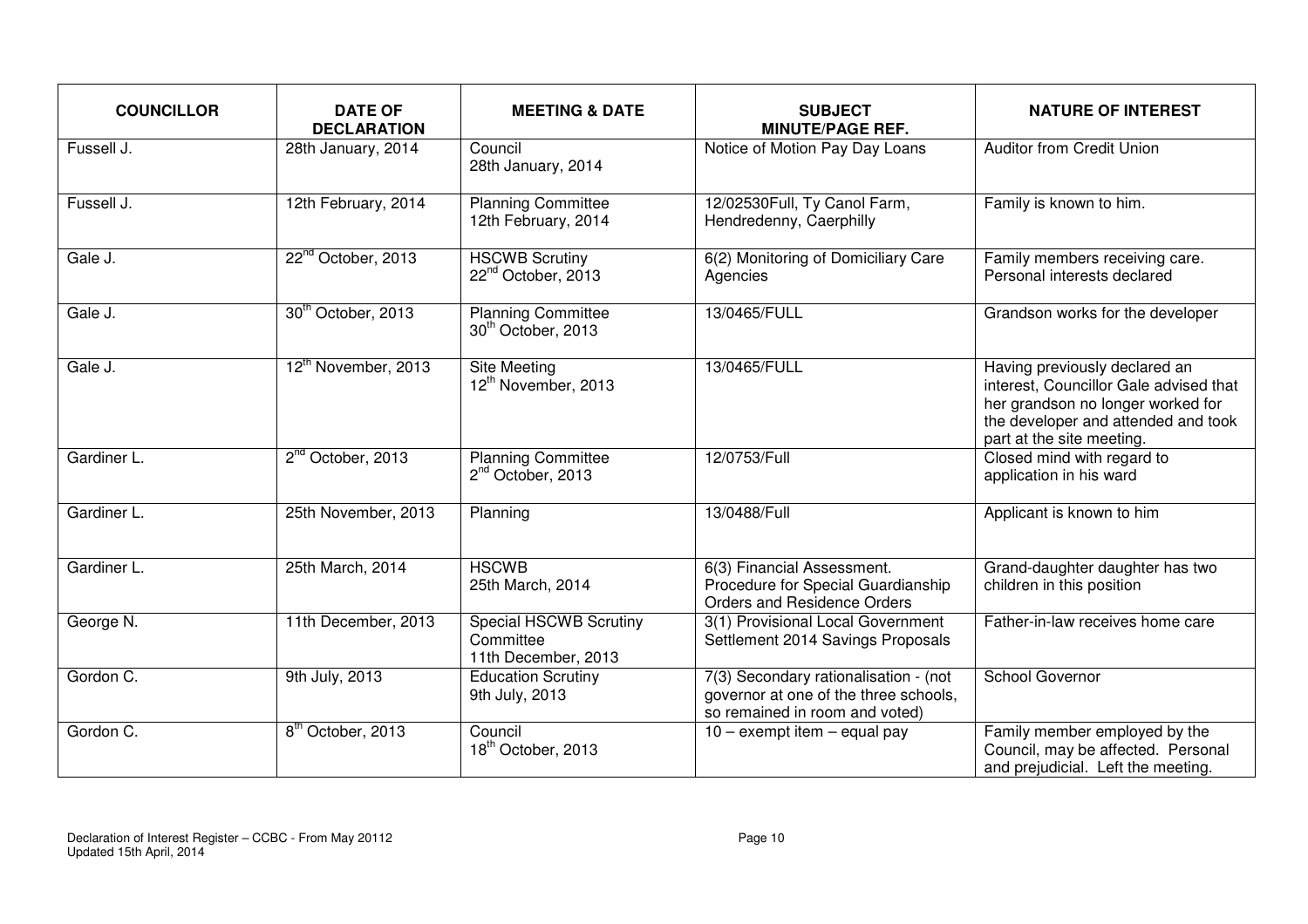| COUNCILLOR | DATE OF DECLARATION | MEETING & DATE | SUBJECT MINUTE/PAGE REF. | NATURE OF INTEREST |
| --- | --- | --- | --- | --- |
| Fussell J. | 28th January, 2014 | Council 28th January, 2014 | Notice of Motion Pay Day Loans | Auditor from Credit Union |
| Fussell J. | 12th February, 2014 | Planning Committee 12th February, 2014 | 12/02530Full, Ty Canol Farm, Hendredenny, Caerphilly | Family is known to him. |
| Gale J. | 22nd October, 2013 | HSCWB Scrutiny 22nd October, 2013 | 6(2) Monitoring of Domiciliary Care Agencies | Family members receiving care. Personal interests declared |
| Gale J. | 30th October, 2013 | Planning Committee 30th October, 2013 | 13/0465/FULL | Grandson works for the developer |
| Gale J. | 12th November, 2013 | Site Meeting 12th November, 2013 | 13/0465/FULL | Having previously declared an interest, Councillor Gale advised that her grandson no longer worked for the developer and attended and took part at the site meeting. |
| Gardiner L. | 2nd October, 2013 | Planning Committee 2nd October, 2013 | 12/0753/Full | Closed mind with regard to application in his ward |
| Gardiner L. | 25th November, 2013 | Planning | 13/0488/Full | Applicant is known to him |
| Gardiner L. | 25th March, 2014 | HSCWB 25th March, 2014 | 6(3) Financial Assessment. Procedure for Special Guardianship Orders and Residence Orders | Grand-daughter daughter has two children in this position |
| George N. | 11th December, 2013 | Special HSCWB Scrutiny Committee 11th December, 2013 | 3(1) Provisional Local Government Settlement 2014 Savings Proposals | Father-in-law receives home care |
| Gordon C. | 9th July, 2013 | Education Scrutiny 9th July, 2013 | 7(3) Secondary rationalisation - (not governor at one of the three schools, so remained in room and voted) | School Governor |
| Gordon C. | 8th October, 2013 | Council 18th October, 2013 | 10 – exempt item – equal pay | Family member employed by the Council, may be affected. Personal and prejudicial. Left the meeting. |

Declaration of Interest Register – CCBC - From May 20112
Updated 15th April, 2014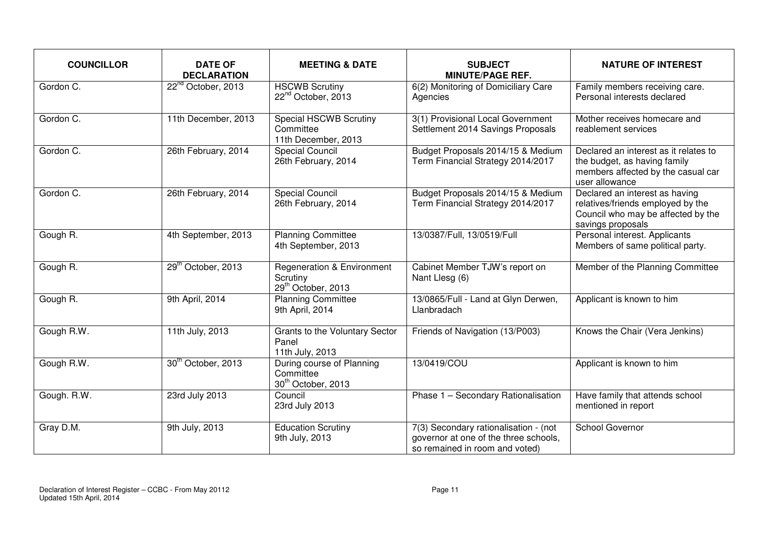| COUNCILLOR | DATE OF DECLARATION | MEETING & DATE | SUBJECT MINUTE/PAGE REF. | NATURE OF INTEREST |
|---|---|---|---|---|
| Gordon C. | 22nd October, 2013 | HSCWB Scrutiny 22nd October, 2013 | 6(2) Monitoring of Domiciliary Care Agencies | Family members receiving care. Personal interests declared |
| Gordon C. | 11th December, 2013 | Special HSCWB Scrutiny Committee 11th December, 2013 | 3(1) Provisional Local Government Settlement 2014 Savings Proposals | Mother receives homecare and reablement services |
| Gordon C. | 26th February, 2014 | Special Council 26th February, 2014 | Budget Proposals 2014/15 & Medium Term Financial Strategy 2014/2017 | Declared an interest as it relates to the budget, as having family members affected by the casual car user allowance |
| Gordon C. | 26th February, 2014 | Special Council 26th February, 2014 | Budget Proposals 2014/15 & Medium Term Financial Strategy 2014/2017 | Declared an interest as having relatives/friends employed by the Council who may be affected by the savings proposals |
| Gough R. | 4th September, 2013 | Planning Committee 4th September, 2013 | 13/0387/Full, 13/0519/Full | Personal interest. Applicants Members of same political party. |
| Gough R. | 29th October, 2013 | Regeneration & Environment Scrutiny 29th October, 2013 | Cabinet Member TJW's report on Nant Llesg (6) | Member of the Planning Committee |
| Gough R. | 9th April, 2014 | Planning Committee 9th April, 2014 | 13/0865/Full - Land at Glyn Derwen, Llanbradach | Applicant is known to him |
| Gough R.W. | 11th July, 2013 | Grants to the Voluntary Sector Panel 11th July, 2013 | Friends of Navigation (13/P003) | Knows the Chair (Vera Jenkins) |
| Gough R.W. | 30th October, 2013 | During course of Planning Committee 30th October, 2013 | 13/0419/COU | Applicant is known to him |
| Gough. R.W. | 23rd July 2013 | Council 23rd July 2013 | Phase 1 – Secondary Rationalisation | Have family that attends school mentioned in report |
| Gray D.M. | 9th July, 2013 | Education Scrutiny 9th July, 2013 | 7(3) Secondary rationalisation - (not governor at one of the three schools, so remained in room and voted) | School Governor |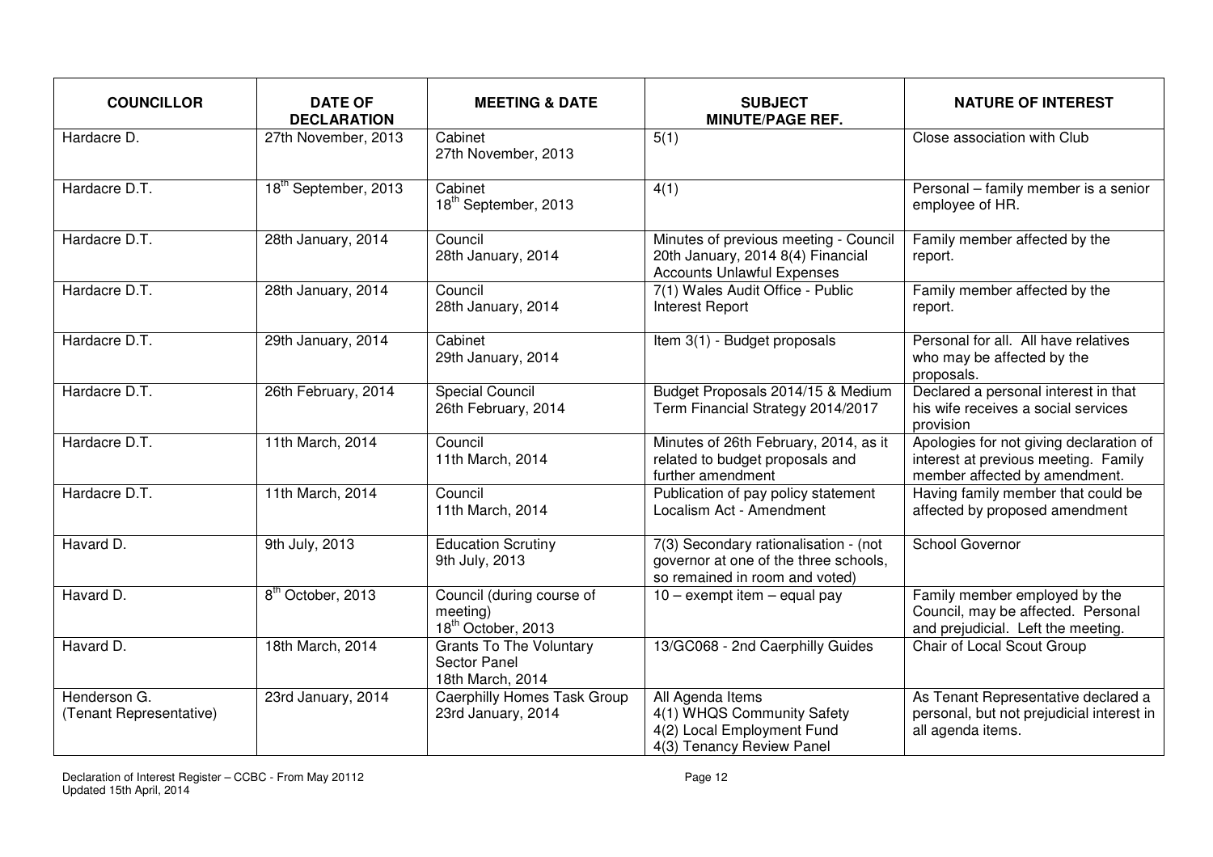| COUNCILLOR | DATE OF DECLARATION | MEETING & DATE | SUBJECT MINUTE/PAGE REF. | NATURE OF INTEREST |
|---|---|---|---|---|
| Hardacre D. | 27th November, 2013 | Cabinet 27th November, 2013 | 5(1) | Close association with Club |
| Hardacre D.T. | 18th September, 2013 | Cabinet 18th September, 2013 | 4(1) | Personal – family member is a senior employee of HR. |
| Hardacre D.T. | 28th January, 2014 | Council 28th January, 2014 | Minutes of previous meeting - Council 20th January, 2014 8(4) Financial Accounts Unlawful Expenses | Family member affected by the report. |
| Hardacre D.T. | 28th January, 2014 | Council 28th January, 2014 | 7(1) Wales Audit Office - Public Interest Report | Family member affected by the report. |
| Hardacre D.T. | 29th January, 2014 | Cabinet 29th January, 2014 | Item 3(1) - Budget proposals | Personal for all. All have relatives who may be affected by the proposals. |
| Hardacre D.T. | 26th February, 2014 | Special Council 26th February, 2014 | Budget Proposals 2014/15 & Medium Term Financial Strategy 2014/2017 | Declared a personal interest in that his wife receives a social services provision |
| Hardacre D.T. | 11th March, 2014 | Council 11th March, 2014 | Minutes of 26th February, 2014, as it related to budget proposals and further amendment | Apologies for not giving declaration of interest at previous meeting. Family member affected by amendment. |
| Hardacre D.T. | 11th March, 2014 | Council 11th March, 2014 | Publication of pay policy statement Localism Act - Amendment | Having family member that could be affected by proposed amendment |
| Havard D. | 9th July, 2013 | Education Scrutiny 9th July, 2013 | 7(3) Secondary rationalisation - (not governor at one of the three schools, so remained in room and voted) | School Governor |
| Havard D. | 8th October, 2013 | Council (during course of meeting) 18th October, 2013 | 10 – exempt item – equal pay | Family member employed by the Council, may be affected. Personal and prejudicial. Left the meeting. |
| Havard D. | 18th March, 2014 | Grants To The Voluntary Sector Panel 18th March, 2014 | 13/GC068 - 2nd Caerphilly Guides | Chair of Local Scout Group |
| Henderson G. (Tenant Representative) | 23rd January, 2014 | Caerphilly Homes Task Group 23rd January, 2014 | All Agenda Items 4(1) WHQS Community Safety 4(2) Local Employment Fund 4(3) Tenancy Review Panel | As Tenant Representative declared a personal, but not prejudicial interest in all agenda items. |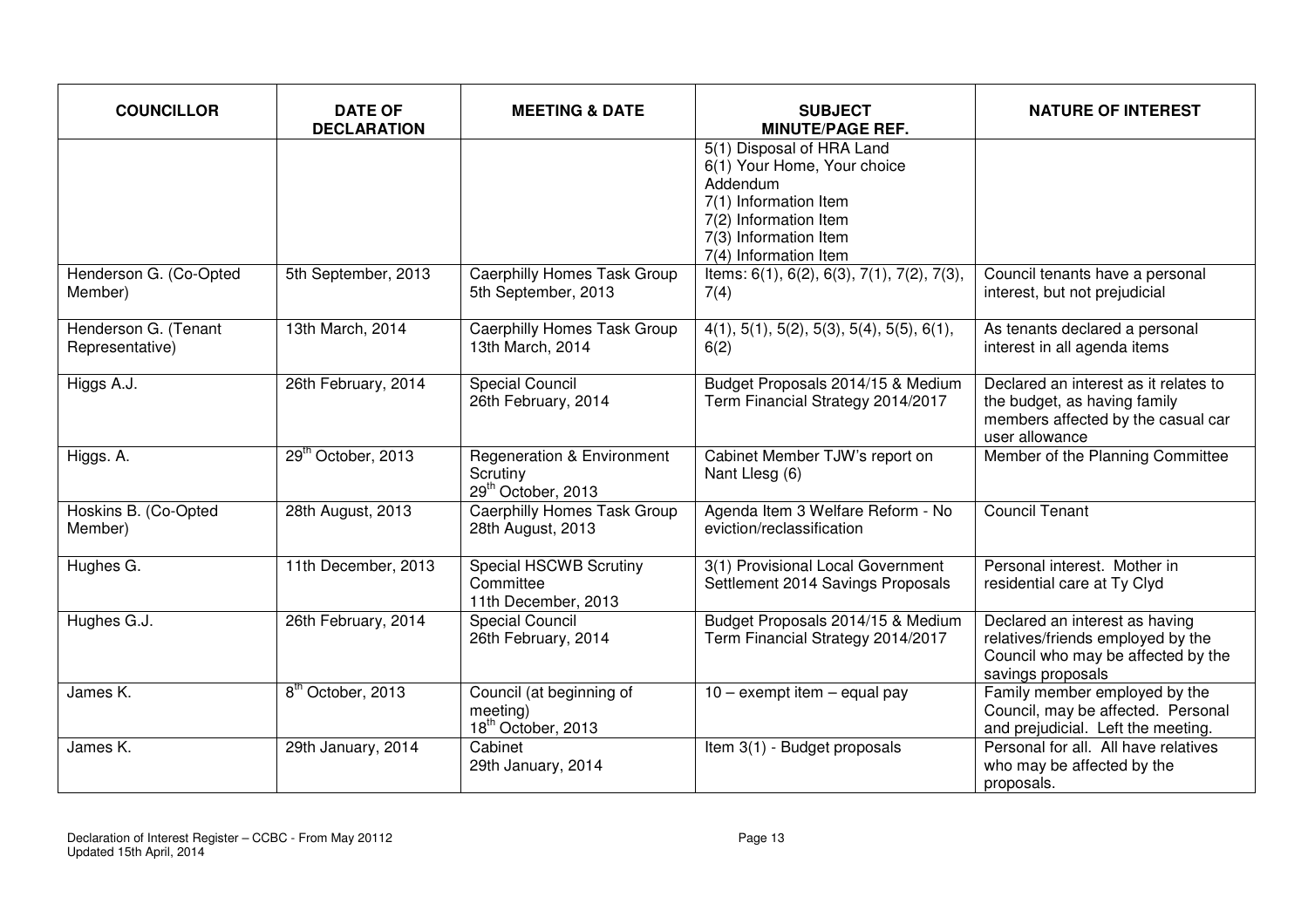| COUNCILLOR | DATE OF DECLARATION | MEETING & DATE | SUBJECT MINUTE/PAGE REF. | NATURE OF INTEREST |
|---|---|---|---|---|
| | | | 5(1) Disposal of HRA Land<br>6(1) Your Home, Your choice Addendum<br>7(1) Information Item<br>7(2) Information Item<br>7(3) Information Item<br>7(4) Information Item | |
| Henderson G. (Co-Opted Member) | 5th September, 2013 | Caerphilly Homes Task Group 5th September, 2013 | Items: 6(1), 6(2), 6(3), 7(1), 7(2), 7(3), 7(4) | Council tenants have a personal interest, but not prejudicial |
| Henderson G. (Tenant Representative) | 13th March, 2014 | Caerphilly Homes Task Group 13th March, 2014 | 4(1), 5(1), 5(2), 5(3), 5(4), 5(5), 6(1), 6(2) | As tenants declared a personal interest in all agenda items |
| Higgs A.J. | 26th February, 2014 | Special Council 26th February, 2014 | Budget Proposals 2014/15 & Medium Term Financial Strategy 2014/2017 | Declared an interest as it relates to the budget, as having family members affected by the casual car user allowance |
| Higgs. A. | 29th October, 2013 | Regeneration & Environment Scrutiny 29th October, 2013 | Cabinet Member TJW's report on Nant Llesg (6) | Member of the Planning Committee |
| Hoskins B. (Co-Opted Member) | 28th August, 2013 | Caerphilly Homes Task Group 28th August, 2013 | Agenda Item 3 Welfare Reform - No eviction/reclassification | Council Tenant |
| Hughes G. | 11th December, 2013 | Special HSCWB Scrutiny Committee 11th December, 2013 | 3(1) Provisional Local Government Settlement 2014 Savings Proposals | Personal interest. Mother in residential care at Ty Clyd |
| Hughes G.J. | 26th February, 2014 | Special Council 26th February, 2014 | Budget Proposals 2014/15 & Medium Term Financial Strategy 2014/2017 | Declared an interest as having relatives/friends employed by the Council who may be affected by the savings proposals |
| James K. | 8th October, 2013 | Council (at beginning of meeting) 18th October, 2013 | 10 – exempt item – equal pay | Family member employed by the Council, may be affected. Personal and prejudicial. Left the meeting. |
| James K. | 29th January, 2014 | Cabinet 29th January, 2014 | Item 3(1) - Budget proposals | Personal for all. All have relatives who may be affected by the proposals. |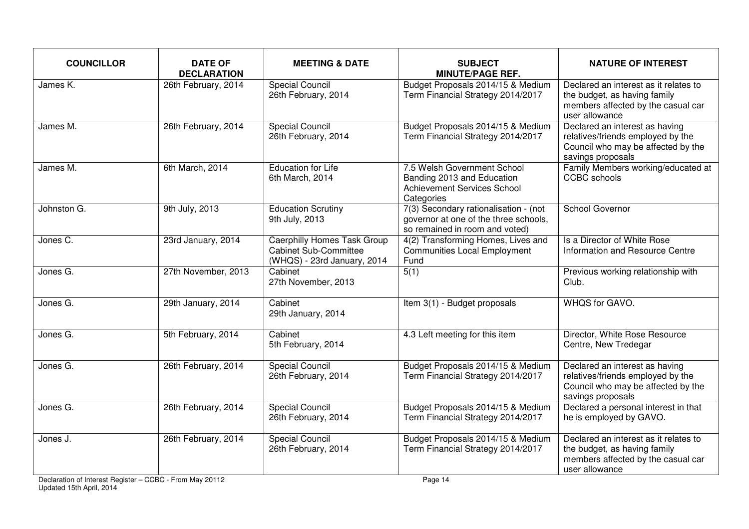| COUNCILLOR | DATE OF DECLARATION | MEETING & DATE | SUBJECT MINUTE/PAGE REF. | NATURE OF INTEREST |
|---|---|---|---|---|
| James K. | 26th February, 2014 | Special Council 26th February, 2014 | Budget Proposals 2014/15 & Medium Term Financial Strategy 2014/2017 | Declared an interest as it relates to the budget, as having family members affected by the casual car user allowance |
| James M. | 26th February, 2014 | Special Council 26th February, 2014 | Budget Proposals 2014/15 & Medium Term Financial Strategy 2014/2017 | Declared an interest as having relatives/friends employed by the Council who may be affected by the savings proposals |
| James M. | 6th March, 2014 | Education for Life 6th March, 2014 | 7.5 Welsh Government School Banding 2013 and Education Achievement Services School Categories | Family Members working/educated at CCBC schools |
| Johnston G. | 9th July, 2013 | Education Scrutiny 9th July, 2013 | 7(3) Secondary rationalisation - (not governor at one of the three schools, so remained in room and voted) | School Governor |
| Jones C. | 23rd January, 2014 | Caerphilly Homes Task Group Cabinet Sub-Committee (WHQS) - 23rd January, 2014 | 4(2) Transforming Homes, Lives and Communities Local Employment Fund | Is a Director of White Rose Information and Resource Centre |
| Jones G. | 27th November, 2013 | Cabinet 27th November, 2013 | 5(1) | Previous working relationship with Club. |
| Jones G. | 29th January, 2014 | Cabinet 29th January, 2014 | Item 3(1) - Budget proposals | WHQS for GAVO. |
| Jones G. | 5th February, 2014 | Cabinet 5th February, 2014 | 4.3 Left meeting for this item | Director, White Rose Resource Centre, New Tredegar |
| Jones G. | 26th February, 2014 | Special Council 26th February, 2014 | Budget Proposals 2014/15 & Medium Term Financial Strategy 2014/2017 | Declared an interest as having relatives/friends employed by the Council who may be affected by the savings proposals |
| Jones G. | 26th February, 2014 | Special Council 26th February, 2014 | Budget Proposals 2014/15 & Medium Term Financial Strategy 2014/2017 | Declared a personal interest in that he is employed by GAVO. |
| Jones J. | 26th February, 2014 | Special Council 26th February, 2014 | Budget Proposals 2014/15 & Medium Term Financial Strategy 2014/2017 | Declared an interest as it relates to the budget, as having family members affected by the casual car user allowance |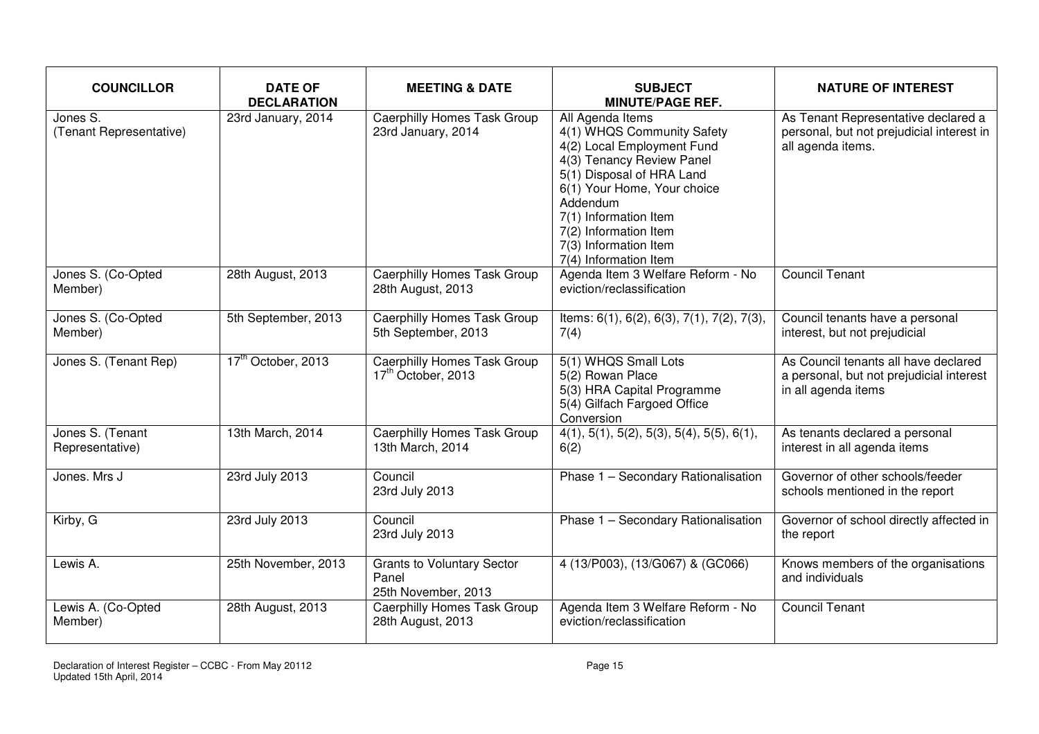| COUNCILLOR | DATE OF DECLARATION | MEETING & DATE | SUBJECT MINUTE/PAGE REF. | NATURE OF INTEREST |
|---|---|---|---|---|
| Jones S. (Tenant Representative) | 23rd January, 2014 | Caerphilly Homes Task Group 23rd January, 2014 | All Agenda Items<br>4(1) WHQS Community Safety<br>4(2) Local Employment Fund<br>4(3) Tenancy Review Panel<br>5(1) Disposal of HRA Land<br>6(1) Your Home, Your choice Addendum<br>7(1) Information Item<br>7(2) Information Item<br>7(3) Information Item<br>7(4) Information Item | As Tenant Representative declared a personal, but not prejudicial interest in all agenda items. |
| Jones S. (Co-Opted Member) | 28th August, 2013 | Caerphilly Homes Task Group 28th August, 2013 | Agenda Item 3 Welfare Reform - No eviction/reclassification | Council Tenant |
| Jones S. (Co-Opted Member) | 5th September, 2013 | Caerphilly Homes Task Group 5th September, 2013 | Items: 6(1), 6(2), 6(3), 7(1), 7(2), 7(3), 7(4) | Council tenants have a personal interest, but not prejudicial |
| Jones S. (Tenant Rep) | 17th October, 2013 | Caerphilly Homes Task Group 17th October, 2013 | 5(1) WHQS Small Lots<br>5(2) Rowan Place<br>5(3) HRA Capital Programme<br>5(4) Gilfach Fargoed Office Conversion | As Council tenants all have declared a personal, but not prejudicial interest in all agenda items |
| Jones S. (Tenant Representative) | 13th March, 2014 | Caerphilly Homes Task Group 13th March, 2014 | 4(1), 5(1), 5(2), 5(3), 5(4), 5(5), 6(1), 6(2) | As tenants declared a personal interest in all agenda items |
| Jones. Mrs J | 23rd July 2013 | Council 23rd July 2013 | Phase 1 – Secondary Rationalisation | Governor of other schools/feeder schools mentioned in the report |
| Kirby, G | 23rd July 2013 | Council 23rd July 2013 | Phase 1 – Secondary Rationalisation | Governor of school directly affected in the report |
| Lewis A. | 25th November, 2013 | Grants to Voluntary Sector Panel 25th November, 2013 | 4 (13/P003), (13/G067) & (GC066) | Knows members of the organisations and individuals |
| Lewis A. (Co-Opted Member) | 28th August, 2013 | Caerphilly Homes Task Group 28th August, 2013 | Agenda Item 3 Welfare Reform - No eviction/reclassification | Council Tenant |

Declaration of Interest Register – CCBC - From May 20112
Updated 15th April, 2014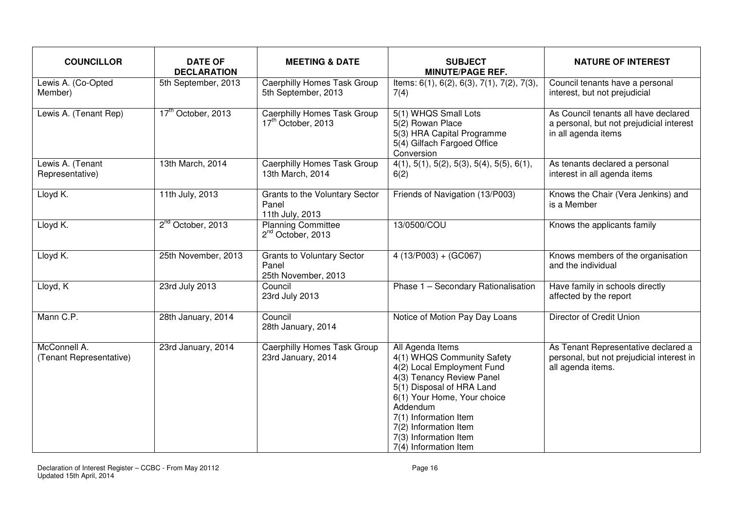| COUNCILLOR | DATE OF DECLARATION | MEETING & DATE | SUBJECT MINUTE/PAGE REF. | NATURE OF INTEREST |
|---|---|---|---|---|
| Lewis A. (Co-Opted Member) | 5th September, 2013 | Caerphilly Homes Task Group 5th September, 2013 | Items: 6(1), 6(2), 6(3), 7(1), 7(2), 7(3), 7(4) | Council tenants have a personal interest, but not prejudicial |
| Lewis A. (Tenant Rep) | 17th October, 2013 | Caerphilly Homes Task Group 17th October, 2013 | 5(1) WHQS Small Lots<br>5(2) Rowan Place<br>5(3) HRA Capital Programme<br>5(4) Gilfach Fargoed Office Conversion | As Council tenants all have declared a personal, but not prejudicial interest in all agenda items |
| Lewis A. (Tenant Representative) | 13th March, 2014 | Caerphilly Homes Task Group 13th March, 2014 | 4(1), 5(1), 5(2), 5(3), 5(4), 5(5), 6(1), 6(2) | As tenants declared a personal interest in all agenda items |
| Lloyd K. | 11th July, 2013 | Grants to the Voluntary Sector Panel 11th July, 2013 | Friends of Navigation (13/P003) | Knows the Chair (Vera Jenkins) and is a Member |
| Lloyd K. | 2nd October, 2013 | Planning Committee 2nd October, 2013 | 13/0500/COU | Knows the applicants family |
| Lloyd K. | 25th November, 2013 | Grants to Voluntary Sector Panel 25th November, 2013 | 4 (13/P003) + (GC067) | Knows members of the organisation and the individual |
| Lloyd, K | 23rd July 2013 | Council 23rd July 2013 | Phase 1 – Secondary Rationalisation | Have family in schools directly affected by the report |
| Mann C.P. | 28th January, 2014 | Council 28th January, 2014 | Notice of Motion Pay Day Loans | Director of Credit Union |
| McConnell A. (Tenant Representative) | 23rd January, 2014 | Caerphilly Homes Task Group 23rd January, 2014 | All Agenda Items<br>4(1) WHQS Community Safety<br>4(2) Local Employment Fund<br>4(3) Tenancy Review Panel<br>5(1) Disposal of HRA Land<br>6(1) Your Home, Your choice Addendum<br>7(1) Information Item<br>7(2) Information Item<br>7(3) Information Item<br>7(4) Information Item | As Tenant Representative declared a personal, but not prejudicial interest in all agenda items. |

Declaration of Interest Register – CCBC - From May 20112
Updated 15th April, 2014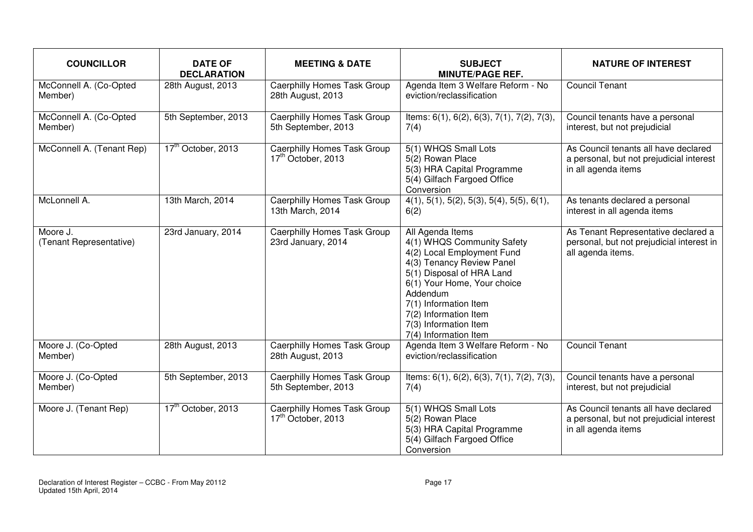| COUNCILLOR | DATE OF DECLARATION | MEETING & DATE | SUBJECT MINUTE/PAGE REF. | NATURE OF INTEREST |
|---|---|---|---|---|
| McConnell A. (Co-Opted Member) | 28th August, 2013 | Caerphilly Homes Task Group 28th August, 2013 | Agenda Item 3 Welfare Reform - No eviction/reclassification | Council Tenant |
| McConnell A. (Co-Opted Member) | 5th September, 2013 | Caerphilly Homes Task Group 5th September, 2013 | Items: 6(1), 6(2), 6(3), 7(1), 7(2), 7(3), 7(4) | Council tenants have a personal interest, but not prejudicial |
| McConnell A. (Tenant Rep) | 17th October, 2013 | Caerphilly Homes Task Group 17th October, 2013 | 5(1) WHQS Small Lots<br>5(2) Rowan Place<br>5(3) HRA Capital Programme<br>5(4) Gilfach Fargoed Office Conversion | As Council tenants all have declared a personal, but not prejudicial interest in all agenda items |
| McLonnell A. | 13th March, 2014 | Caerphilly Homes Task Group 13th March, 2014 | 4(1), 5(1), 5(2), 5(3), 5(4), 5(5), 6(1), 6(2) | As tenants declared a personal interest in all agenda items |
| Moore J. (Tenant Representative) | 23rd January, 2014 | Caerphilly Homes Task Group 23rd January, 2014 | All Agenda Items<br>4(1) WHQS Community Safety<br>4(2) Local Employment Fund<br>4(3) Tenancy Review Panel<br>5(1) Disposal of HRA Land<br>6(1) Your Home, Your choice Addendum<br>7(1) Information Item<br>7(2) Information Item<br>7(3) Information Item<br>7(4) Information Item | As Tenant Representative declared a personal, but not prejudicial interest in all agenda items. |
| Moore J. (Co-Opted Member) | 28th August, 2013 | Caerphilly Homes Task Group 28th August, 2013 | Agenda Item 3 Welfare Reform - No eviction/reclassification | Council Tenant |
| Moore J. (Co-Opted Member) | 5th September, 2013 | Caerphilly Homes Task Group 5th September, 2013 | Items: 6(1), 6(2), 6(3), 7(1), 7(2), 7(3), 7(4) | Council tenants have a personal interest, but not prejudicial |
| Moore J. (Tenant Rep) | 17th October, 2013 | Caerphilly Homes Task Group 17th October, 2013 | 5(1) WHQS Small Lots<br>5(2) Rowan Place<br>5(3) HRA Capital Programme<br>5(4) Gilfach Fargoed Office Conversion | As Council tenants all have declared a personal, but not prejudicial interest in all agenda items |

Declaration of Interest Register – CCBC - From May 20112
Updated 15th April, 2014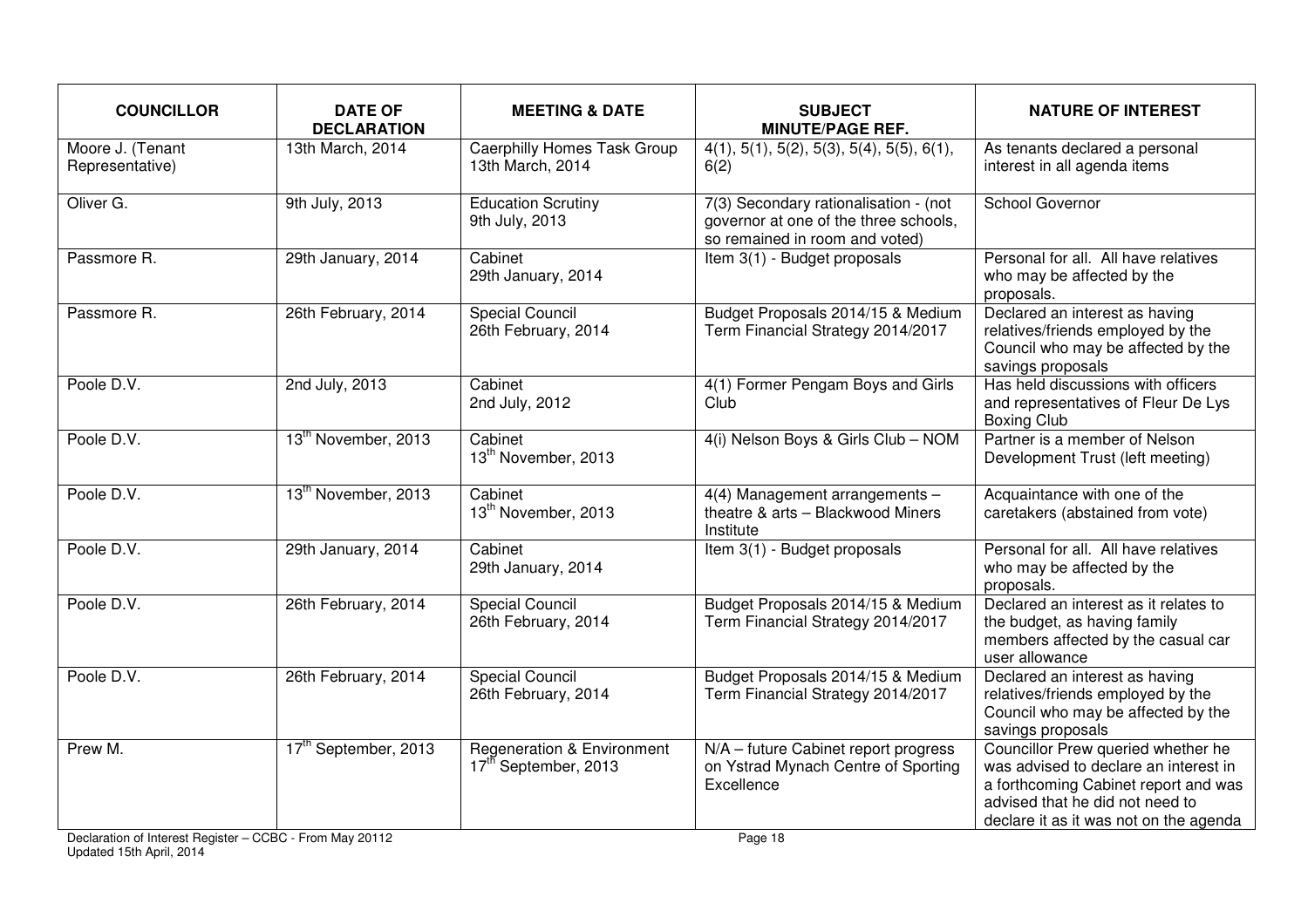| COUNCILLOR | DATE OF DECLARATION | MEETING & DATE | SUBJECT MINUTE/PAGE REF. | NATURE OF INTEREST |
|---|---|---|---|---|
| Moore J. (Tenant Representative) | 13th March, 2014 | Caerphilly Homes Task Group 13th March, 2014 | 4(1), 5(1), 5(2), 5(3), 5(4), 5(5), 6(1), 6(2) | As tenants declared a personal interest in all agenda items |
| Oliver G. | 9th July, 2013 | Education Scrutiny 9th July, 2013 | 7(3) Secondary rationalisation - (not governor at one of the three schools, so remained in room and voted) | School Governor |
| Passmore R. | 29th January, 2014 | Cabinet 29th January, 2014 | Item 3(1) - Budget proposals | Personal for all. All have relatives who may be affected by the proposals. |
| Passmore R. | 26th February, 2014 | Special Council 26th February, 2014 | Budget Proposals 2014/15 & Medium Term Financial Strategy 2014/2017 | Declared an interest as having relatives/friends employed by the Council who may be affected by the savings proposals |
| Poole D.V. | 2nd July, 2013 | Cabinet 2nd July, 2012 | 4(1) Former Pengam Boys and Girls Club | Has held discussions with officers and representatives of Fleur De Lys Boxing Club |
| Poole D.V. | 13th November, 2013 | Cabinet 13th November, 2013 | 4(i) Nelson Boys & Girls Club – NOM | Partner is a member of Nelson Development Trust (left meeting) |
| Poole D.V. | 13th November, 2013 | Cabinet 13th November, 2013 | 4(4) Management arrangements – theatre & arts – Blackwood Miners Institute | Acquaintance with one of the caretakers (abstained from vote) |
| Poole D.V. | 29th January, 2014 | Cabinet 29th January, 2014 | Item 3(1) - Budget proposals | Personal for all. All have relatives who may be affected by the proposals. |
| Poole D.V. | 26th February, 2014 | Special Council 26th February, 2014 | Budget Proposals 2014/15 & Medium Term Financial Strategy 2014/2017 | Declared an interest as it relates to the budget, as having family members affected by the casual car user allowance |
| Poole D.V. | 26th February, 2014 | Special Council 26th February, 2014 | Budget Proposals 2014/15 & Medium Term Financial Strategy 2014/2017 | Declared an interest as having relatives/friends employed by the Council who may be affected by the savings proposals |
| Prew M. | 17th September, 2013 | Regeneration & Environment 17th September, 2013 | N/A – future Cabinet report progress on Ystrad Mynach Centre of Sporting Excellence | Councillor Prew queried whether he was advised to declare an interest in a forthcoming Cabinet report and was advised that he did not need to declare it as it was not on the agenda |

Declaration of Interest Register – CCBC - From May 20112
Updated 15th April, 2014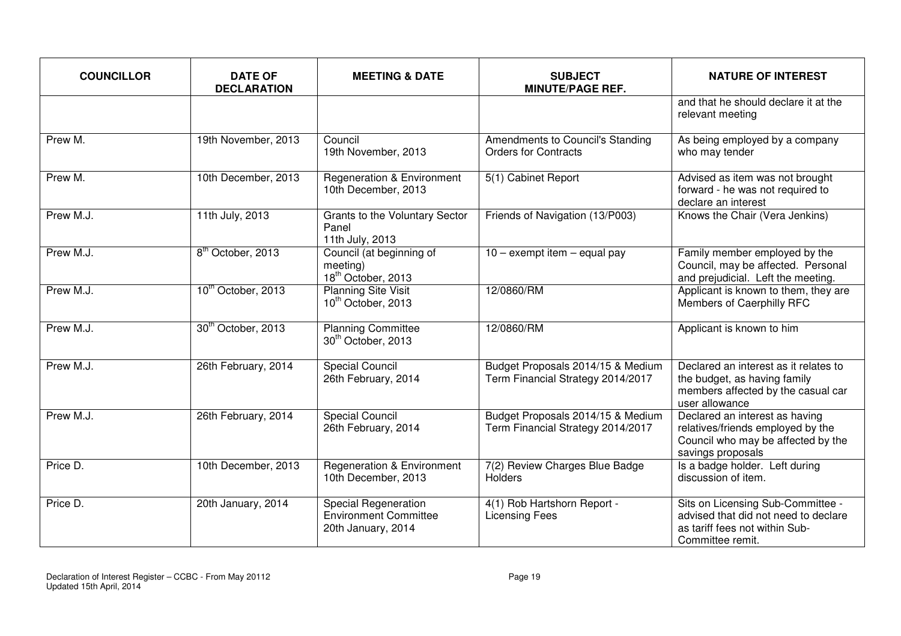| COUNCILLOR | DATE OF DECLARATION | MEETING & DATE | SUBJECT MINUTE/PAGE REF. | NATURE OF INTEREST |
|---|---|---|---|---|
| | | | | and that he should declare it at the relevant meeting |
| Prew M. | 19th November, 2013 | Council 19th November, 2013 | Amendments to Council's Standing Orders for Contracts | As being employed by a company who may tender |
| Prew M. | 10th December, 2013 | Regeneration & Environment 10th December, 2013 | 5(1) Cabinet Report | Advised as item was not brought forward - he was not required to declare an interest |
| Prew M.J. | 11th July, 2013 | Grants to the Voluntary Sector Panel 11th July, 2013 | Friends of Navigation (13/P003) | Knows the Chair (Vera Jenkins) |
| Prew M.J. | 8th October, 2013 | Council (at beginning of meeting) 18th October, 2013 | 10 – exempt item – equal pay | Family member employed by the Council, may be affected. Personal and prejudicial. Left the meeting. |
| Prew M.J. | 10th October, 2013 | Planning Site Visit 10th October, 2013 | 12/0860/RM | Applicant is known to them, they are Members of Caerphilly RFC |
| Prew M.J. | 30th October, 2013 | Planning Committee 30th October, 2013 | 12/0860/RM | Applicant is known to him |
| Prew M.J. | 26th February, 2014 | Special Council 26th February, 2014 | Budget Proposals 2014/15 & Medium Term Financial Strategy 2014/2017 | Declared an interest as it relates to the budget, as having family members affected by the casual car user allowance |
| Prew M.J. | 26th February, 2014 | Special Council 26th February, 2014 | Budget Proposals 2014/15 & Medium Term Financial Strategy 2014/2017 | Declared an interest as having relatives/friends employed by the Council who may be affected by the savings proposals |
| Price D. | 10th December, 2013 | Regeneration & Environment 10th December, 2013 | 7(2) Review Charges Blue Badge Holders | Is a badge holder. Left during discussion of item. |
| Price D. | 20th January, 2014 | Special Regeneration Environment Committee 20th January, 2014 | 4(1) Rob Hartshorn Report - Licensing Fees | Sits on Licensing Sub-Committee - advised that did not need to declare as tariff fees not within Sub-Committee remit. |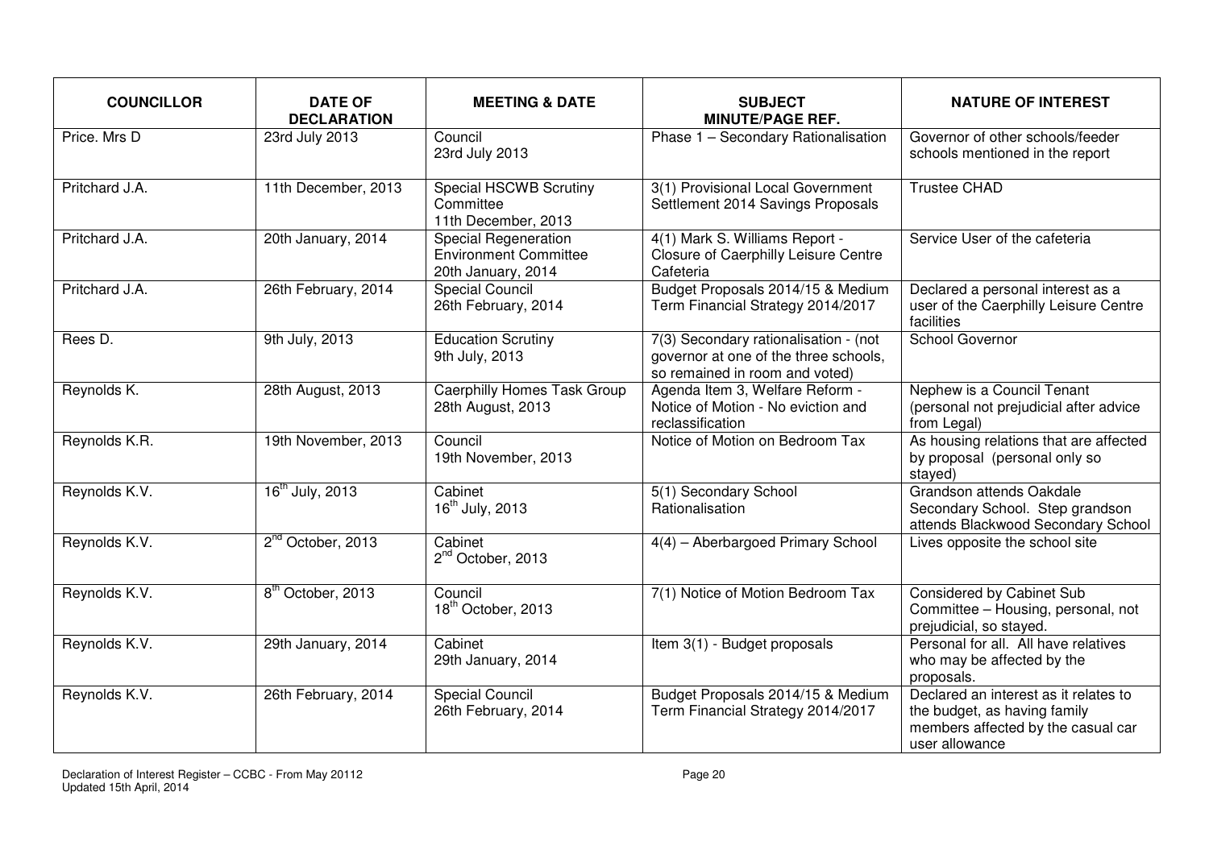| COUNCILLOR | DATE OF DECLARATION | MEETING & DATE | SUBJECT MINUTE/PAGE REF. | NATURE OF INTEREST |
|---|---|---|---|---|
| Price. Mrs D | 23rd July 2013 | Council 23rd July 2013 | Phase 1 – Secondary Rationalisation | Governor of other schools/feeder schools mentioned in the report |
| Pritchard J.A. | 11th December, 2013 | Special HSCWB Scrutiny Committee 11th December, 2013 | 3(1) Provisional Local Government Settlement 2014 Savings Proposals | Trustee CHAD |
| Pritchard J.A. | 20th January, 2014 | Special Regeneration Environment Committee 20th January, 2014 | 4(1) Mark S. Williams Report - Closure of Caerphilly Leisure Centre Cafeteria | Service User of the cafeteria |
| Pritchard J.A. | 26th February, 2014 | Special Council 26th February, 2014 | Budget Proposals 2014/15 & Medium Term Financial Strategy 2014/2017 | Declared a personal interest as a user of the Caerphilly Leisure Centre facilities |
| Rees D. | 9th July, 2013 | Education Scrutiny 9th July, 2013 | 7(3) Secondary rationalisation - (not governor at one of the three schools, so remained in room and voted) | School Governor |
| Reynolds K. | 28th August, 2013 | Caerphilly Homes Task Group 28th August, 2013 | Agenda Item 3, Welfare Reform - Notice of Motion - No eviction and reclassification | Nephew is a Council Tenant (personal not prejudicial after advice from Legal) |
| Reynolds K.R. | 19th November, 2013 | Council 19th November, 2013 | Notice of Motion on Bedroom Tax | As housing relations that are affected by proposal (personal only so stayed) |
| Reynolds K.V. | 16th July, 2013 | Cabinet 16th July, 2013 | 5(1) Secondary School Rationalisation | Grandson attends Oakdale Secondary School. Step grandson attends Blackwood Secondary School |
| Reynolds K.V. | 2nd October, 2013 | Cabinet 2nd October, 2013 | 4(4) – Aberbargoed Primary School | Lives opposite the school site |
| Reynolds K.V. | 8th October, 2013 | Council 18th October, 2013 | 7(1) Notice of Motion Bedroom Tax | Considered by Cabinet Sub Committee – Housing, personal, not prejudicial, so stayed. |
| Reynolds K.V. | 29th January, 2014 | Cabinet 29th January, 2014 | Item 3(1) - Budget proposals | Personal for all. All have relatives who may be affected by the proposals. |
| Reynolds K.V. | 26th February, 2014 | Special Council 26th February, 2014 | Budget Proposals 2014/15 & Medium Term Financial Strategy 2014/2017 | Declared an interest as it relates to the budget, as having family members affected by the casual car user allowance |

Declaration of Interest Register – CCBC - From May 20112
Updated 15th April, 2014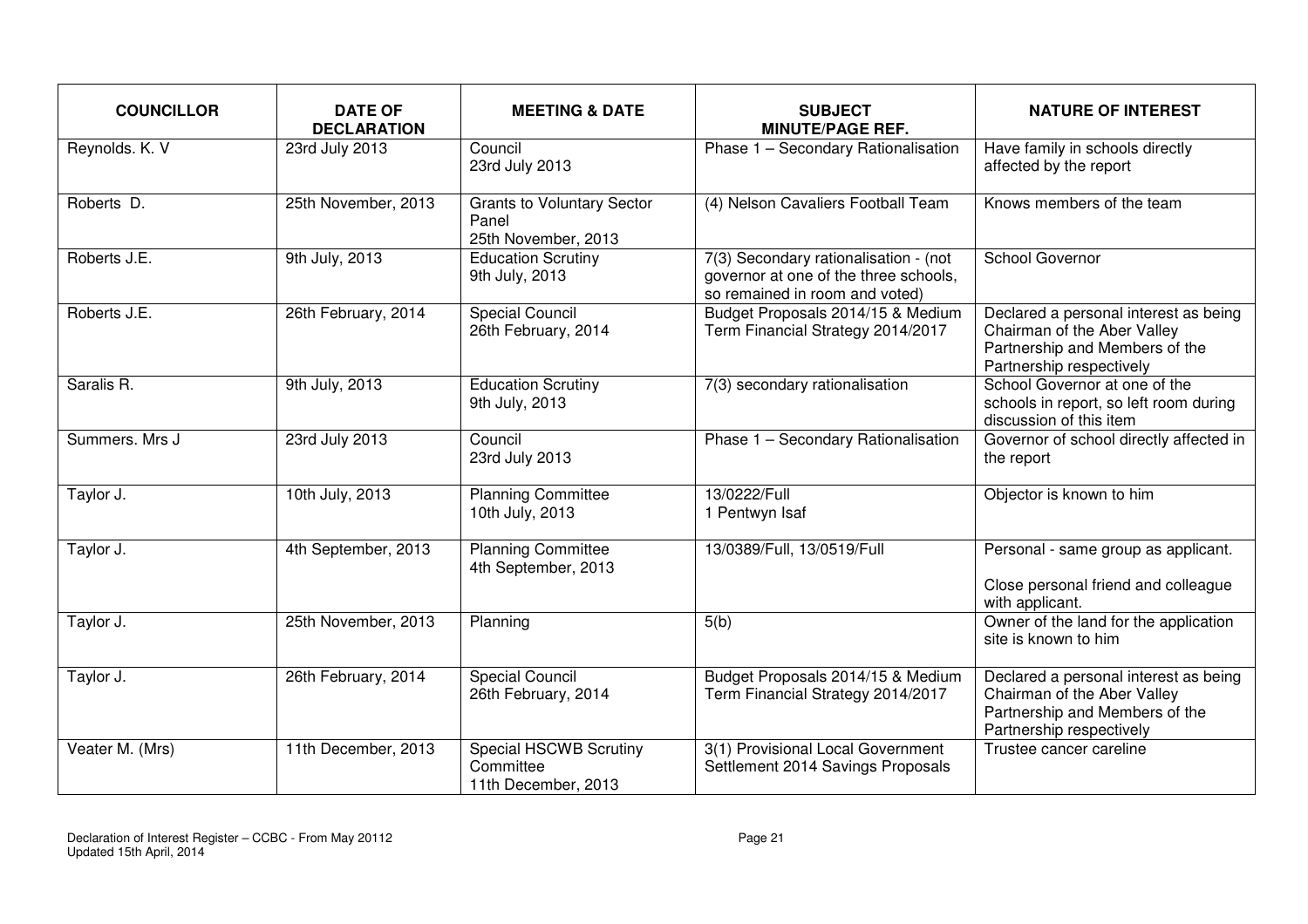| COUNCILLOR | DATE OF DECLARATION | MEETING & DATE | SUBJECT MINUTE/PAGE REF. | NATURE OF INTEREST |
| --- | --- | --- | --- | --- |
| Reynolds. K. V | 23rd July 2013 | Council 23rd July 2013 | Phase 1 – Secondary Rationalisation | Have family in schools directly affected by the report |
| Roberts D. | 25th November, 2013 | Grants to Voluntary Sector Panel 25th November, 2013 | (4) Nelson Cavaliers Football Team | Knows members of the team |
| Roberts J.E. | 9th July, 2013 | Education Scrutiny 9th July, 2013 | 7(3) Secondary rationalisation - (not governor at one of the three schools, so remained in room and voted) | School Governor |
| Roberts J.E. | 26th February, 2014 | Special Council 26th February, 2014 | Budget Proposals 2014/15 & Medium Term Financial Strategy 2014/2017 | Declared a personal interest as being Chairman of the Aber Valley Partnership and Members of the Partnership respectively |
| Saralis R. | 9th July, 2013 | Education Scrutiny 9th July, 2013 | 7(3) secondary rationalisation | School Governor at one of the schools in report, so left room during discussion of this item |
| Summers. Mrs J | 23rd July 2013 | Council 23rd July 2013 | Phase 1 – Secondary Rationalisation | Governor of school directly affected in the report |
| Taylor J. | 10th July, 2013 | Planning Committee 10th July, 2013 | 13/0222/Full 1 Pentwyn Isaf | Objector is known to him |
| Taylor J. | 4th September, 2013 | Planning Committee 4th September, 2013 | 13/0389/Full, 13/0519/Full | Personal - same group as applicant. Close personal friend and colleague with applicant. |
| Taylor J. | 25th November, 2013 | Planning | 5(b) | Owner of the land for the application site is known to him |
| Taylor J. | 26th February, 2014 | Special Council 26th February, 2014 | Budget Proposals 2014/15 & Medium Term Financial Strategy 2014/2017 | Declared a personal interest as being Chairman of the Aber Valley Partnership and Members of the Partnership respectively |
| Veater M. (Mrs) | 11th December, 2013 | Special HSCWB Scrutiny Committee 11th December, 2013 | 3(1) Provisional Local Government Settlement 2014 Savings Proposals | Trustee cancer careline |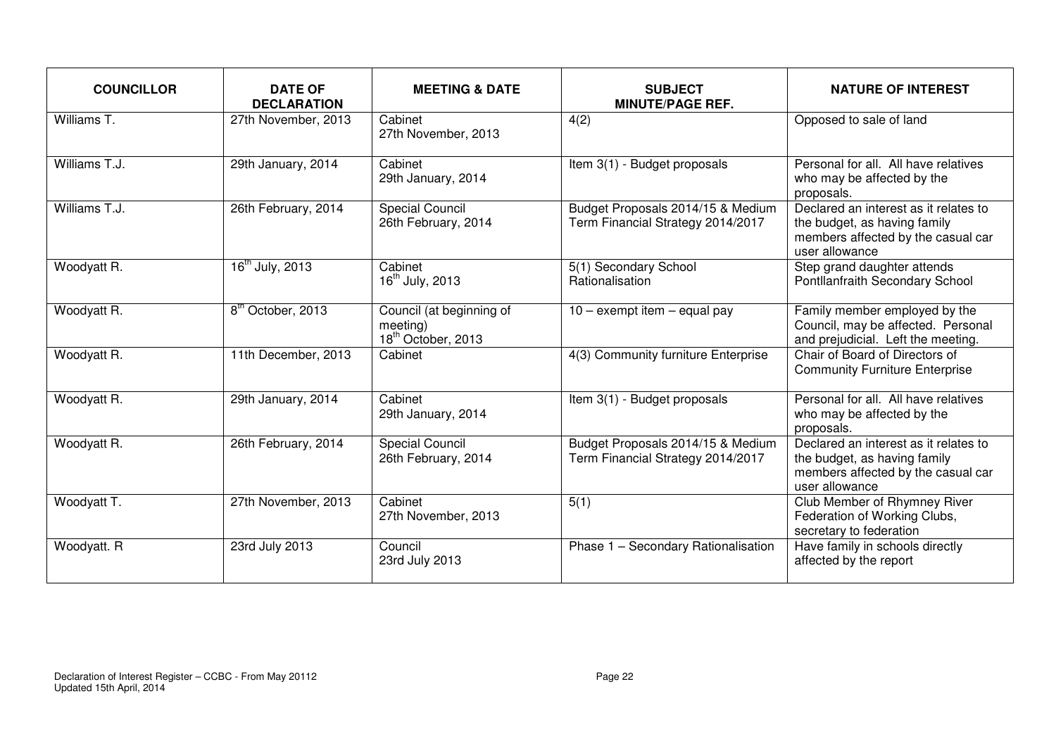| COUNCILLOR | DATE OF DECLARATION | MEETING & DATE | SUBJECT MINUTE/PAGE REF. | NATURE OF INTEREST |
|---|---|---|---|---|
| Williams T. | 27th November, 2013 | Cabinet 27th November, 2013 | 4(2) | Opposed to sale of land |
| Williams T.J. | 29th January, 2014 | Cabinet 29th January, 2014 | Item 3(1) - Budget proposals | Personal for all. All have relatives who may be affected by the proposals. |
| Williams T.J. | 26th February, 2014 | Special Council 26th February, 2014 | Budget Proposals 2014/15 & Medium Term Financial Strategy 2014/2017 | Declared an interest as it relates to the budget, as having family members affected by the casual car user allowance |
| Woodyatt R. | 16th July, 2013 | Cabinet 16th July, 2013 | 5(1) Secondary School Rationalisation | Step grand daughter attends Pontllanfraith Secondary School |
| Woodyatt R. | 8th October, 2013 | Council (at beginning of meeting) 18th October, 2013 | 10 – exempt item – equal pay | Family member employed by the Council, may be affected. Personal and prejudicial. Left the meeting. |
| Woodyatt R. | 11th December, 2013 | Cabinet | 4(3) Community furniture Enterprise | Chair of Board of Directors of Community Furniture Enterprise |
| Woodyatt R. | 29th January, 2014 | Cabinet 29th January, 2014 | Item 3(1) - Budget proposals | Personal for all. All have relatives who may be affected by the proposals. |
| Woodyatt R. | 26th February, 2014 | Special Council 26th February, 2014 | Budget Proposals 2014/15 & Medium Term Financial Strategy 2014/2017 | Declared an interest as it relates to the budget, as having family members affected by the casual car user allowance |
| Woodyatt T. | 27th November, 2013 | Cabinet 27th November, 2013 | 5(1) | Club Member of Rhymney River Federation of Working Clubs, secretary to federation |
| Woodyatt. R | 23rd July 2013 | Council 23rd July 2013 | Phase 1 – Secondary Rationalisation | Have family in schools directly affected by the report |

Declaration of Interest Register – CCBC - From May 20112
Updated 15th April, 2014